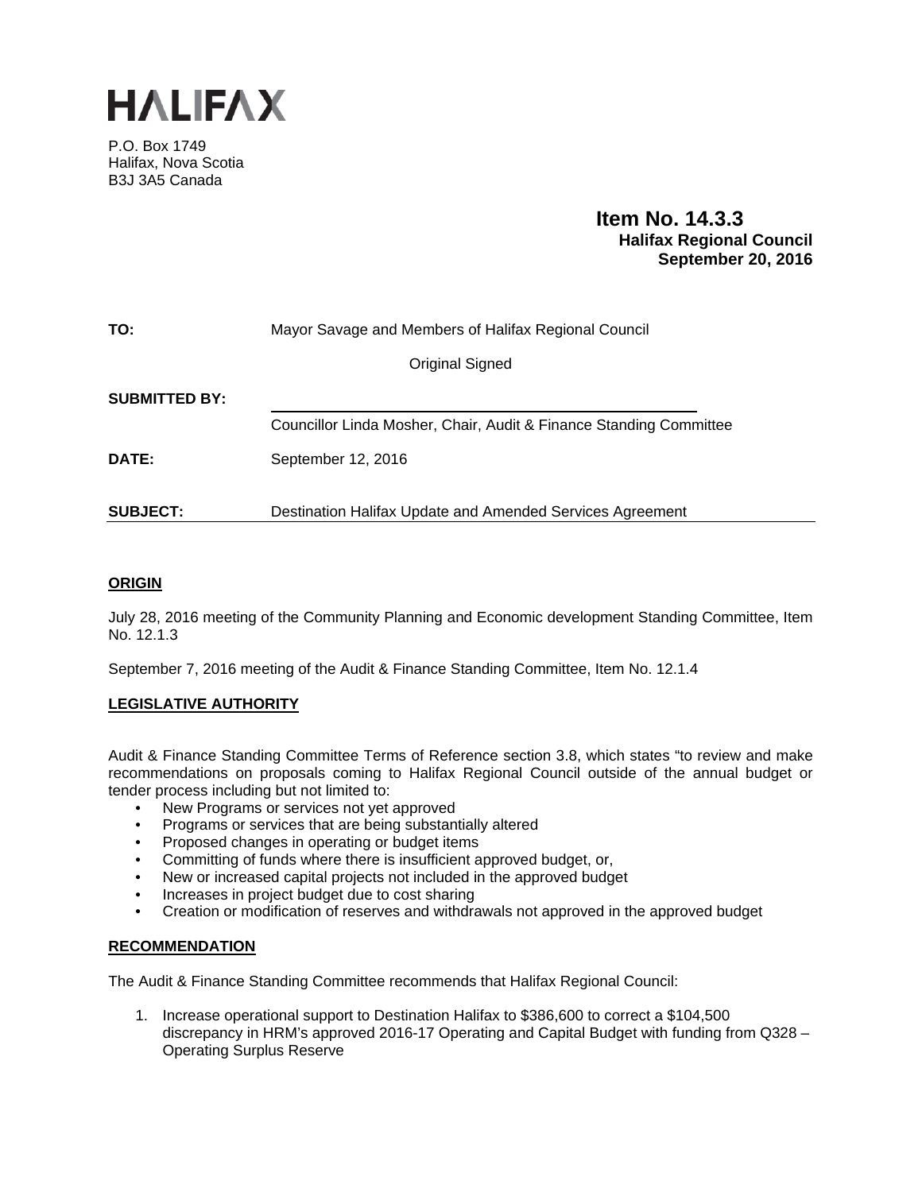# HALIFAX

P.O. Box 1749
Halifax, Nova Scotia
B3J 3A5 Canada

**Item No. 14.3.3**
**Halifax Regional Council**
**September 20, 2016**

**TO:** Mayor Savage and Members of Halifax Regional Council

Original Signed

**SUBMITTED BY:** Councillor Linda Mosher, Chair, Audit & Finance Standing Committee

**DATE:** September 12, 2016

**SUBJECT:** Destination Halifax Update and Amended Services Agreement

## ORIGIN

July 28, 2016 meeting of the Community Planning and Economic development Standing Committee, Item No. 12.1.3

September 7, 2016 meeting of the Audit & Finance Standing Committee, Item No. 12.1.4

## LEGISLATIVE AUTHORITY

Audit & Finance Standing Committee Terms of Reference section 3.8, which states "to review and make recommendations on proposals coming to Halifax Regional Council outside of the annual budget or tender process including but not limited to:

- New Programs or services not yet approved
- Programs or services that are being substantially altered
- Proposed changes in operating or budget items
- Committing of funds where there is insufficient approved budget, or,
- New or increased capital projects not included in the approved budget
- Increases in project budget due to cost sharing
- Creation or modification of reserves and withdrawals not approved in the approved budget

## RECOMMENDATION

The Audit & Finance Standing Committee recommends that Halifax Regional Council:

1. Increase operational support to Destination Halifax to $386,600 to correct a $104,500 discrepancy in HRM's approved 2016-17 Operating and Capital Budget with funding from Q328 – Operating Surplus Reserve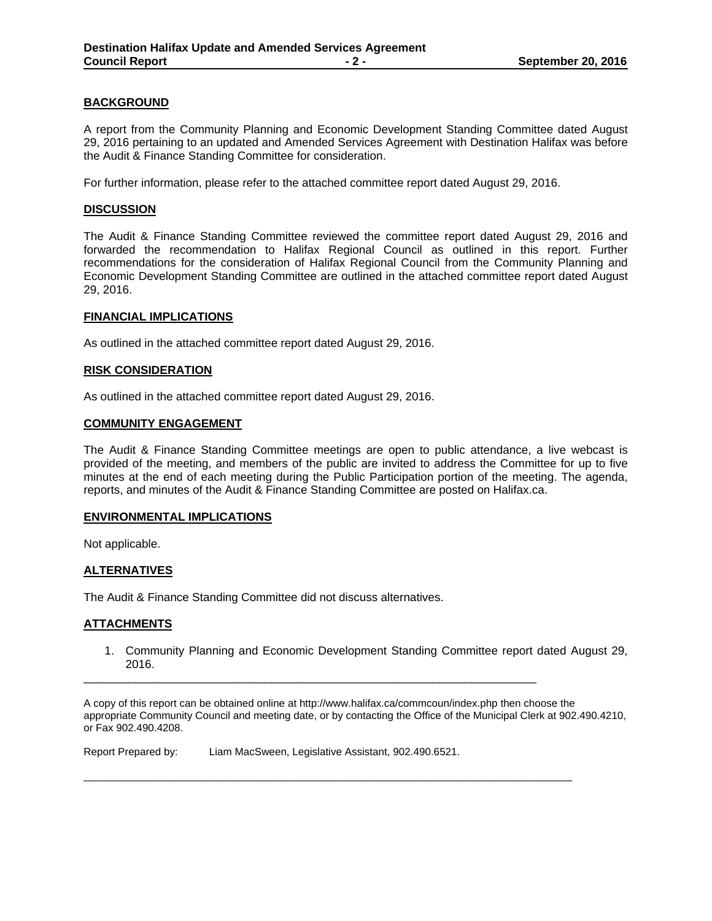## BACKGROUND

A report from the Community Planning and Economic Development Standing Committee dated August 29, 2016 pertaining to an updated and Amended Services Agreement with Destination Halifax was before the Audit & Finance Standing Committee for consideration.

For further information, please refer to the attached committee report dated August 29, 2016.

## DISCUSSION

The Audit & Finance Standing Committee reviewed the committee report dated August 29, 2016 and forwarded the recommendation to Halifax Regional Council as outlined in this report. Further recommendations for the consideration of Halifax Regional Council from the Community Planning and Economic Development Standing Committee are outlined in the attached committee report dated August 29, 2016.

## FINANCIAL IMPLICATIONS

As outlined in the attached committee report dated August 29, 2016.

## RISK CONSIDERATION

As outlined in the attached committee report dated August 29, 2016.

## COMMUNITY ENGAGEMENT

The Audit & Finance Standing Committee meetings are open to public attendance, a live webcast is provided of the meeting, and members of the public are invited to address the Committee for up to five minutes at the end of each meeting during the Public Participation portion of the meeting. The agenda, reports, and minutes of the Audit & Finance Standing Committee are posted on Halifax.ca.

## ENVIRONMENTAL IMPLICATIONS

Not applicable.

## ALTERNATIVES

The Audit & Finance Standing Committee did not discuss alternatives.

## ATTACHMENTS

1. Community Planning and Economic Development Standing Committee report dated August 29, 2016.

---

A copy of this report can be obtained online at http://www.halifax.ca/commcoun/index.php then choose the appropriate Community Council and meeting date, or by contacting the Office of the Municipal Clerk at 902.490.4210, or Fax 902.490.4208.

Report Prepared by: Liam MacSween, Legislative Assistant, 902.490.6521.

---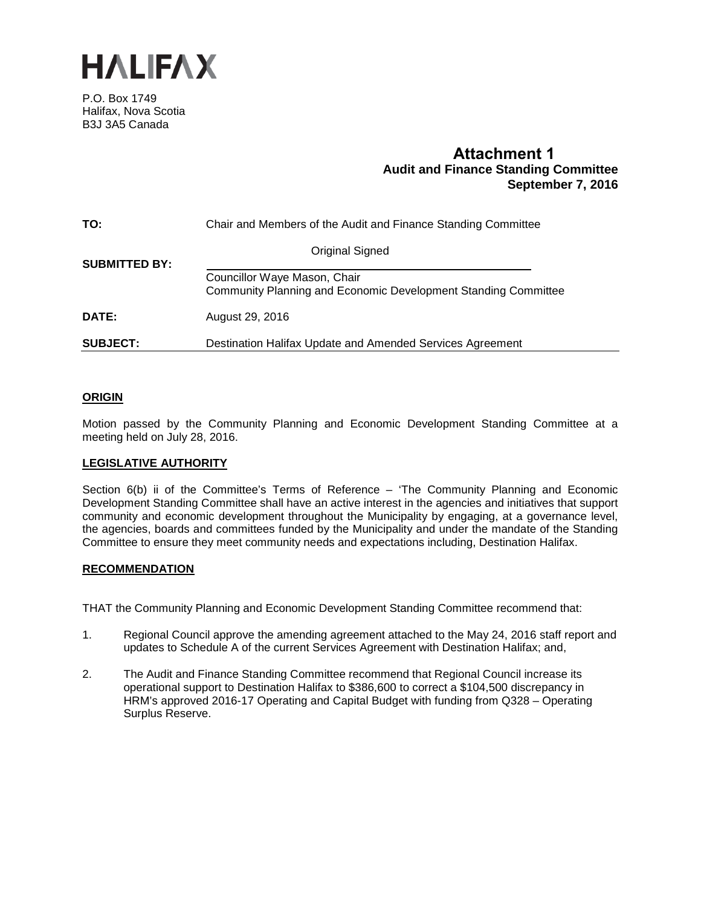# HALIFAX

P.O. Box 1749
Halifax, Nova Scotia
B3J 3A5 Canada

## Attachment 1
**Audit and Finance Standing Committee**
**September 7, 2016**

| | |
|---|---|
| **TO:** | Chair and Members of the Audit and Finance Standing Committee |
| **SUBMITTED BY:** | Original Signed<br>Councillor Waye Mason, Chair<br>Community Planning and Economic Development Standing Committee |
| **DATE:** | August 29, 2016 |
| **SUBJECT:** | Destination Halifax Update and Amended Services Agreement |

**ORIGIN**

Motion passed by the Community Planning and Economic Development Standing Committee at a meeting held on July 28, 2016.

**LEGISLATIVE AUTHORITY**

Section 6(b) ii of the Committee's Terms of Reference – 'The Community Planning and Economic Development Standing Committee shall have an active interest in the agencies and initiatives that support community and economic development throughout the Municipality by engaging, at a governance level, the agencies, boards and committees funded by the Municipality and under the mandate of the Standing Committee to ensure they meet community needs and expectations including, Destination Halifax.

**RECOMMENDATION**

THAT the Community Planning and Economic Development Standing Committee recommend that:

1. Regional Council approve the amending agreement attached to the May 24, 2016 staff report and updates to Schedule A of the current Services Agreement with Destination Halifax; and,

2. The Audit and Finance Standing Committee recommend that Regional Council increase its operational support to Destination Halifax to $386,600 to correct a $104,500 discrepancy in HRM's approved 2016-17 Operating and Capital Budget with funding from Q328 – Operating Surplus Reserve.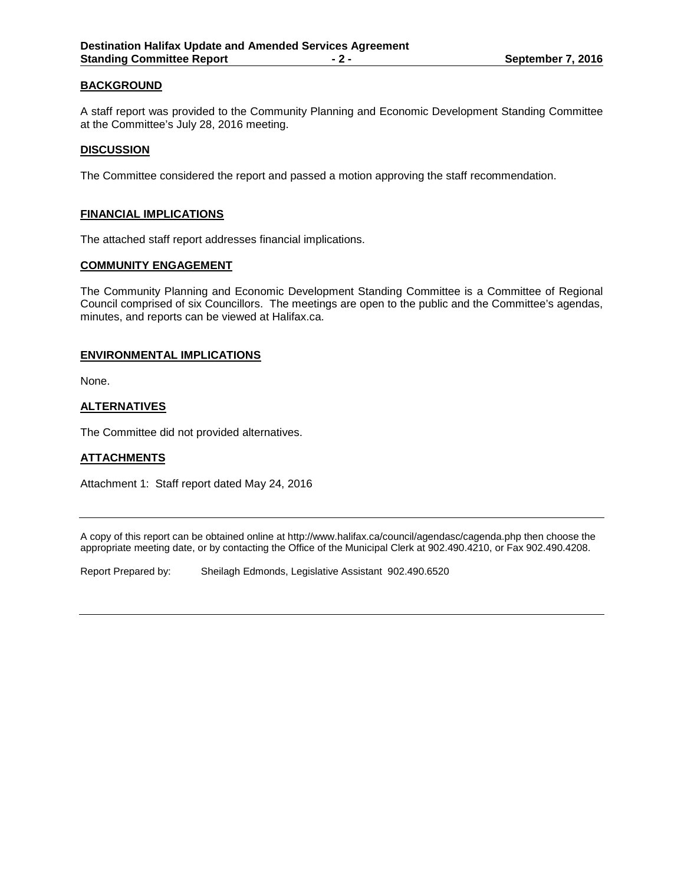## BACKGROUND

A staff report was provided to the Community Planning and Economic Development Standing Committee at the Committee's July 28, 2016 meeting.

## DISCUSSION

The Committee considered the report and passed a motion approving the staff recommendation.

## FINANCIAL IMPLICATIONS

The attached staff report addresses financial implications.

## COMMUNITY ENGAGEMENT

The Community Planning and Economic Development Standing Committee is a Committee of Regional Council comprised of six Councillors. The meetings are open to the public and the Committee's agendas, minutes, and reports can be viewed at Halifax.ca.

## ENVIRONMENTAL IMPLICATIONS

None.

## ALTERNATIVES

The Committee did not provided alternatives.

## ATTACHMENTS

Attachment 1: Staff report dated May 24, 2016

---

A copy of this report can be obtained online at http://www.halifax.ca/council/agendasc/cagenda.php then choose the appropriate meeting date, or by contacting the Office of the Municipal Clerk at 902.490.4210, or Fax 902.490.4208.

Report Prepared by: Sheilagh Edmonds, Legislative Assistant 902.490.6520

---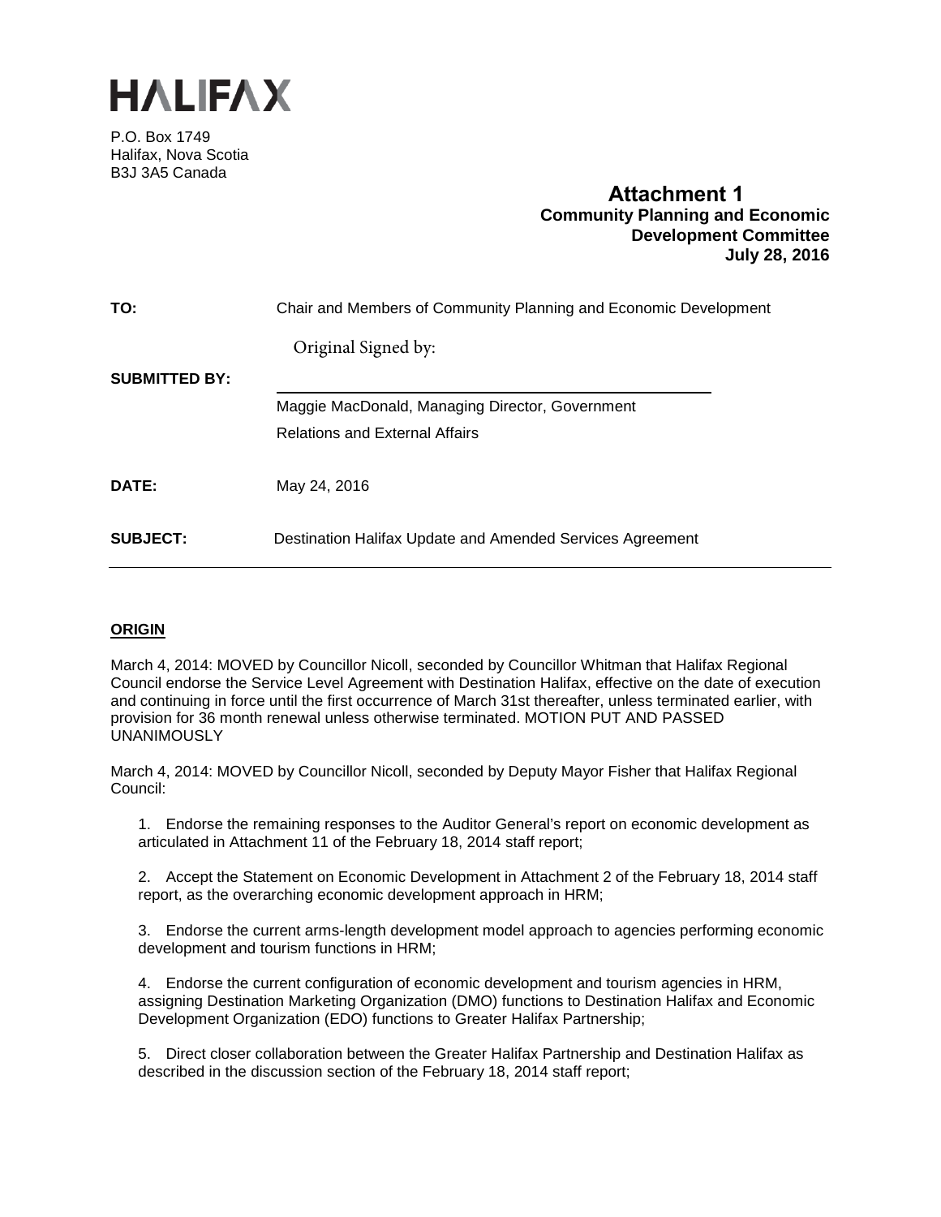# HALIFAX

P.O. Box 1749
Halifax, Nova Scotia
B3J 3A5 Canada

**Attachment 1**
**Community Planning and Economic Development Committee**
**July 28, 2016**

| | |
|---|---|
| **TO:** | Chair and Members of Community Planning and Economic Development |
| **SUBMITTED BY:** | Original Signed by: Maggie MacDonald, Managing Director, Government Relations and External Affairs |
| **DATE:** | May 24, 2016 |
| **SUBJECT:** | Destination Halifax Update and Amended Services Agreement |

## ORIGIN

March 4, 2014: MOVED by Councillor Nicoll, seconded by Councillor Whitman that Halifax Regional Council endorse the Service Level Agreement with Destination Halifax, effective on the date of execution and continuing in force until the first occurrence of March 31st thereafter, unless terminated earlier, with provision for 36 month renewal unless otherwise terminated. MOTION PUT AND PASSED UNANIMOUSLY

March 4, 2014: MOVED by Councillor Nicoll, seconded by Deputy Mayor Fisher that Halifax Regional Council:

1. Endorse the remaining responses to the Auditor General's report on economic development as articulated in Attachment 11 of the February 18, 2014 staff report;

2. Accept the Statement on Economic Development in Attachment 2 of the February 18, 2014 staff report, as the overarching economic development approach in HRM;

3. Endorse the current arms-length development model approach to agencies performing economic development and tourism functions in HRM;

4. Endorse the current configuration of economic development and tourism agencies in HRM, assigning Destination Marketing Organization (DMO) functions to Destination Halifax and Economic Development Organization (EDO) functions to Greater Halifax Partnership;

5. Direct closer collaboration between the Greater Halifax Partnership and Destination Halifax as described in the discussion section of the February 18, 2014 staff report;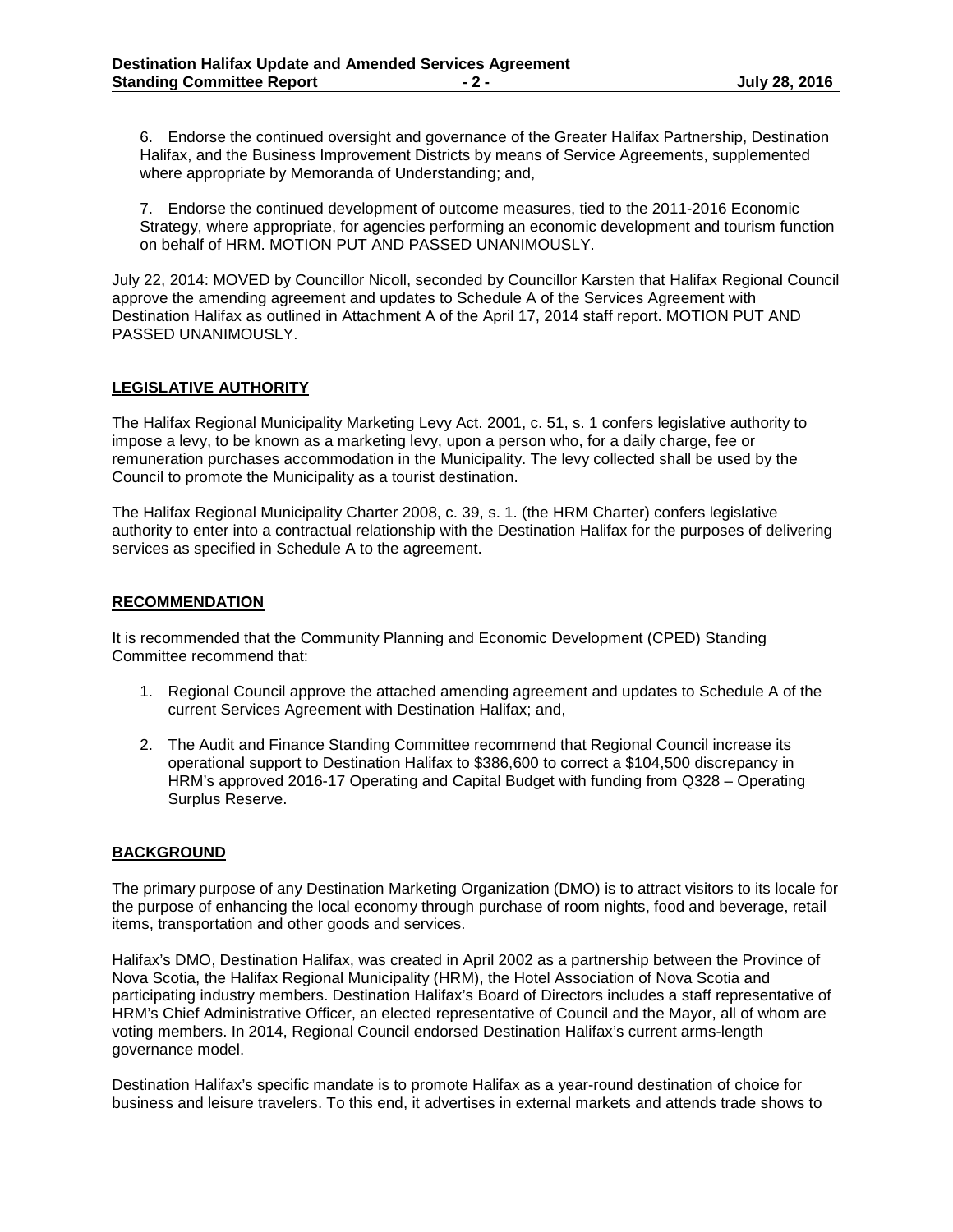6. Endorse the continued oversight and governance of the Greater Halifax Partnership, Destination Halifax, and the Business Improvement Districts by means of Service Agreements, supplemented where appropriate by Memoranda of Understanding; and,

7. Endorse the continued development of outcome measures, tied to the 2011-2016 Economic Strategy, where appropriate, for agencies performing an economic development and tourism function on behalf of HRM. MOTION PUT AND PASSED UNANIMOUSLY.

July 22, 2014: MOVED by Councillor Nicoll, seconded by Councillor Karsten that Halifax Regional Council approve the amending agreement and updates to Schedule A of the Services Agreement with Destination Halifax as outlined in Attachment A of the April 17, 2014 staff report. MOTION PUT AND PASSED UNANIMOUSLY.

## LEGISLATIVE AUTHORITY

The Halifax Regional Municipality Marketing Levy Act. 2001, c. 51, s. 1 confers legislative authority to impose a levy, to be known as a marketing levy, upon a person who, for a daily charge, fee or remuneration purchases accommodation in the Municipality. The levy collected shall be used by the Council to promote the Municipality as a tourist destination.

The Halifax Regional Municipality Charter 2008, c. 39, s. 1. (the HRM Charter) confers legislative authority to enter into a contractual relationship with the Destination Halifax for the purposes of delivering services as specified in Schedule A to the agreement.

## RECOMMENDATION

It is recommended that the Community Planning and Economic Development (CPED) Standing Committee recommend that:

1. Regional Council approve the attached amending agreement and updates to Schedule A of the current Services Agreement with Destination Halifax; and,

2. The Audit and Finance Standing Committee recommend that Regional Council increase its operational support to Destination Halifax to $386,600 to correct a $104,500 discrepancy in HRM's approved 2016-17 Operating and Capital Budget with funding from Q328 – Operating Surplus Reserve.

## BACKGROUND

The primary purpose of any Destination Marketing Organization (DMO) is to attract visitors to its locale for the purpose of enhancing the local economy through purchase of room nights, food and beverage, retail items, transportation and other goods and services.

Halifax's DMO, Destination Halifax, was created in April 2002 as a partnership between the Province of Nova Scotia, the Halifax Regional Municipality (HRM), the Hotel Association of Nova Scotia and participating industry members. Destination Halifax's Board of Directors includes a staff representative of HRM's Chief Administrative Officer, an elected representative of Council and the Mayor, all of whom are voting members. In 2014, Regional Council endorsed Destination Halifax's current arms-length governance model.

Destination Halifax's specific mandate is to promote Halifax as a year-round destination of choice for business and leisure travelers. To this end, it advertises in external markets and attends trade shows to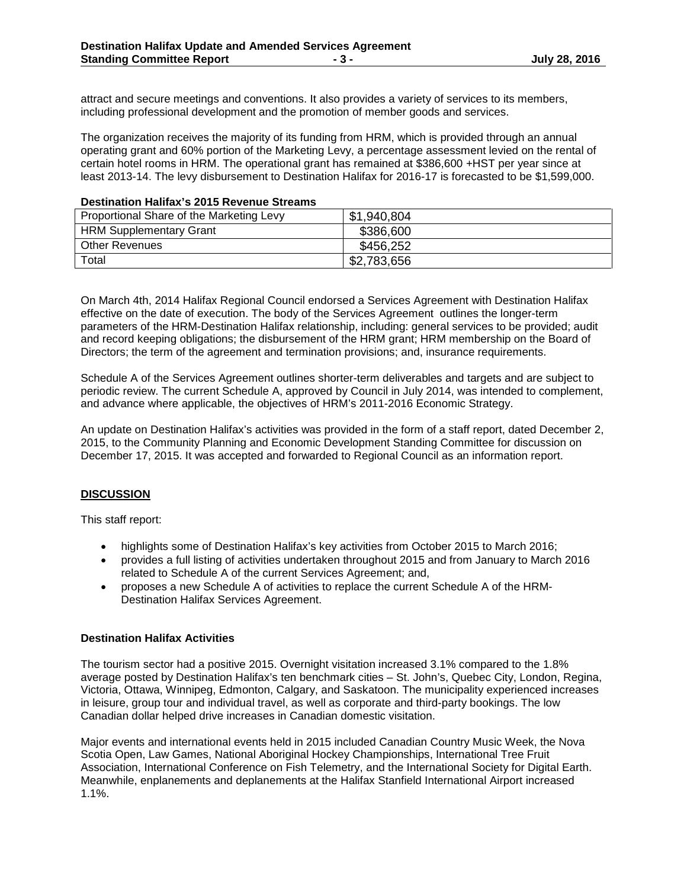attract and secure meetings and conventions. It also provides a variety of services to its members, including professional development and the promotion of member goods and services.

The organization receives the majority of its funding from HRM, which is provided through an annual operating grant and 60% portion of the Marketing Levy, a percentage assessment levied on the rental of certain hotel rooms in HRM. The operational grant has remained at $386,600 +HST per year since at least 2013-14. The levy disbursement to Destination Halifax for 2016-17 is forecasted to be $1,599,000.

**Destination Halifax's 2015 Revenue Streams**

| | |
|---|---|
| Proportional Share of the Marketing Levy | $1,940,804 |
| HRM Supplementary Grant | $386,600 |
| Other Revenues | $456,252 |
| Total | $2,783,656 |

On March 4th, 2014 Halifax Regional Council endorsed a Services Agreement with Destination Halifax effective on the date of execution. The body of the Services Agreement outlines the longer-term parameters of the HRM-Destination Halifax relationship, including: general services to be provided; audit and record keeping obligations; the disbursement of the HRM grant; HRM membership on the Board of Directors; the term of the agreement and termination provisions; and, insurance requirements.

Schedule A of the Services Agreement outlines shorter-term deliverables and targets and are subject to periodic review. The current Schedule A, approved by Council in July 2014, was intended to complement, and advance where applicable, the objectives of HRM's 2011-2016 Economic Strategy.

An update on Destination Halifax's activities was provided in the form of a staff report, dated December 2, 2015, to the Community Planning and Economic Development Standing Committee for discussion on December 17, 2015. It was accepted and forwarded to Regional Council as an information report.

## DISCUSSION

This staff report:

- highlights some of Destination Halifax's key activities from October 2015 to March 2016;
- provides a full listing of activities undertaken throughout 2015 and from January to March 2016 related to Schedule A of the current Services Agreement; and,
- proposes a new Schedule A of activities to replace the current Schedule A of the HRM-Destination Halifax Services Agreement.

### Destination Halifax Activities

The tourism sector had a positive 2015. Overnight visitation increased 3.1% compared to the 1.8% average posted by Destination Halifax's ten benchmark cities – St. John's, Quebec City, London, Regina, Victoria, Ottawa, Winnipeg, Edmonton, Calgary, and Saskatoon. The municipality experienced increases in leisure, group tour and individual travel, as well as corporate and third-party bookings. The low Canadian dollar helped drive increases in Canadian domestic visitation.

Major events and international events held in 2015 included Canadian Country Music Week, the Nova Scotia Open, Law Games, National Aboriginal Hockey Championships, International Tree Fruit Association, International Conference on Fish Telemetry, and the International Society for Digital Earth. Meanwhile, enplanements and deplanements at the Halifax Stanfield International Airport increased 1.1%.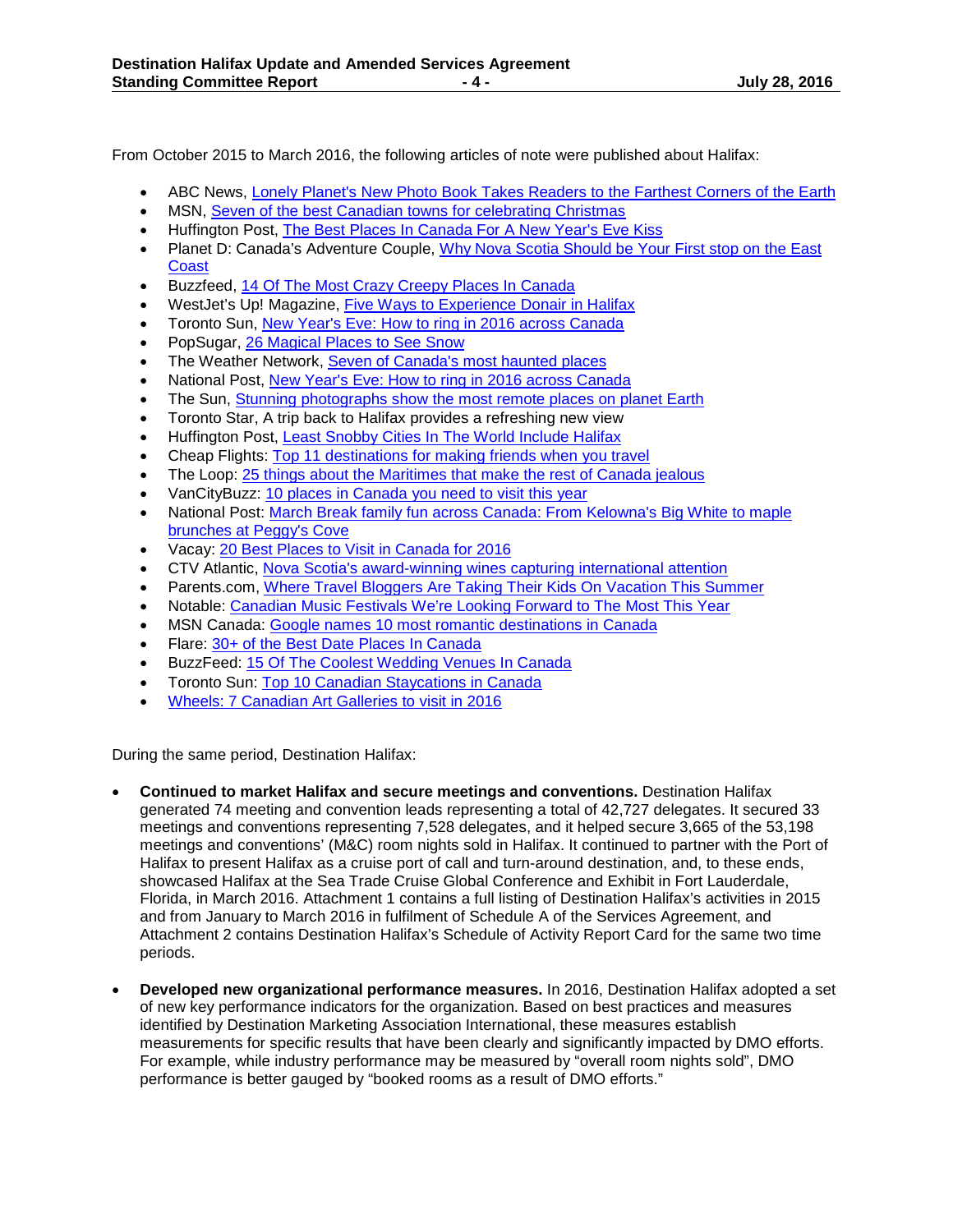From October 2015 to March 2016, the following articles of note were published about Halifax:

- ABC News, Lonely Planet's New Photo Book Takes Readers to the Farthest Corners of the Earth
- MSN, Seven of the best Canadian towns for celebrating Christmas
- Huffington Post, The Best Places In Canada For A New Year's Eve Kiss
- Planet D: Canada's Adventure Couple, Why Nova Scotia Should be Your First stop on the East Coast
- Buzzfeed, 14 Of The Most Crazy Creepy Places In Canada
- WestJet's Up! Magazine, Five Ways to Experience Donair in Halifax
- Toronto Sun, New Year's Eve: How to ring in 2016 across Canada
- PopSugar, 26 Magical Places to See Snow
- The Weather Network, Seven of Canada's most haunted places
- National Post, New Year's Eve: How to ring in 2016 across Canada
- The Sun, Stunning photographs show the most remote places on planet Earth
- Toronto Star, A trip back to Halifax provides a refreshing new view
- Huffington Post, Least Snobby Cities In The World Include Halifax
- Cheap Flights: Top 11 destinations for making friends when you travel
- The Loop: 25 things about the Maritimes that make the rest of Canada jealous
- VanCityBuzz: 10 places in Canada you need to visit this year
- National Post: March Break family fun across Canada: From Kelowna's Big White to maple brunches at Peggy's Cove
- Vacay: 20 Best Places to Visit in Canada for 2016
- CTV Atlantic, Nova Scotia's award-winning wines capturing international attention
- Parents.com, Where Travel Bloggers Are Taking Their Kids On Vacation This Summer
- Notable: Canadian Music Festivals We're Looking Forward to The Most This Year
- MSN Canada: Google names 10 most romantic destinations in Canada
- Flare: 30+ of the Best Date Places In Canada
- BuzzFeed: 15 Of The Coolest Wedding Venues In Canada
- Toronto Sun: Top 10 Canadian Staycations in Canada
- Wheels: 7 Canadian Art Galleries to visit in 2016

During the same period, Destination Halifax:

- **Continued to market Halifax and secure meetings and conventions.** Destination Halifax generated 74 meeting and convention leads representing a total of 42,727 delegates. It secured 33 meetings and conventions representing 7,528 delegates, and it helped secure 3,665 of the 53,198 meetings and conventions' (M&C) room nights sold in Halifax. It continued to partner with the Port of Halifax to present Halifax as a cruise port of call and turn-around destination, and, to these ends, showcased Halifax at the Sea Trade Cruise Global Conference and Exhibit in Fort Lauderdale, Florida, in March 2016. Attachment 1 contains a full listing of Destination Halifax's activities in 2015 and from January to March 2016 in fulfilment of Schedule A of the Services Agreement, and Attachment 2 contains Destination Halifax's Schedule of Activity Report Card for the same two time periods.

- **Developed new organizational performance measures.** In 2016, Destination Halifax adopted a set of new key performance indicators for the organization. Based on best practices and measures identified by Destination Marketing Association International, these measures establish measurements for specific results that have been clearly and significantly impacted by DMO efforts. For example, while industry performance may be measured by "overall room nights sold", DMO performance is better gauged by "booked rooms as a result of DMO efforts."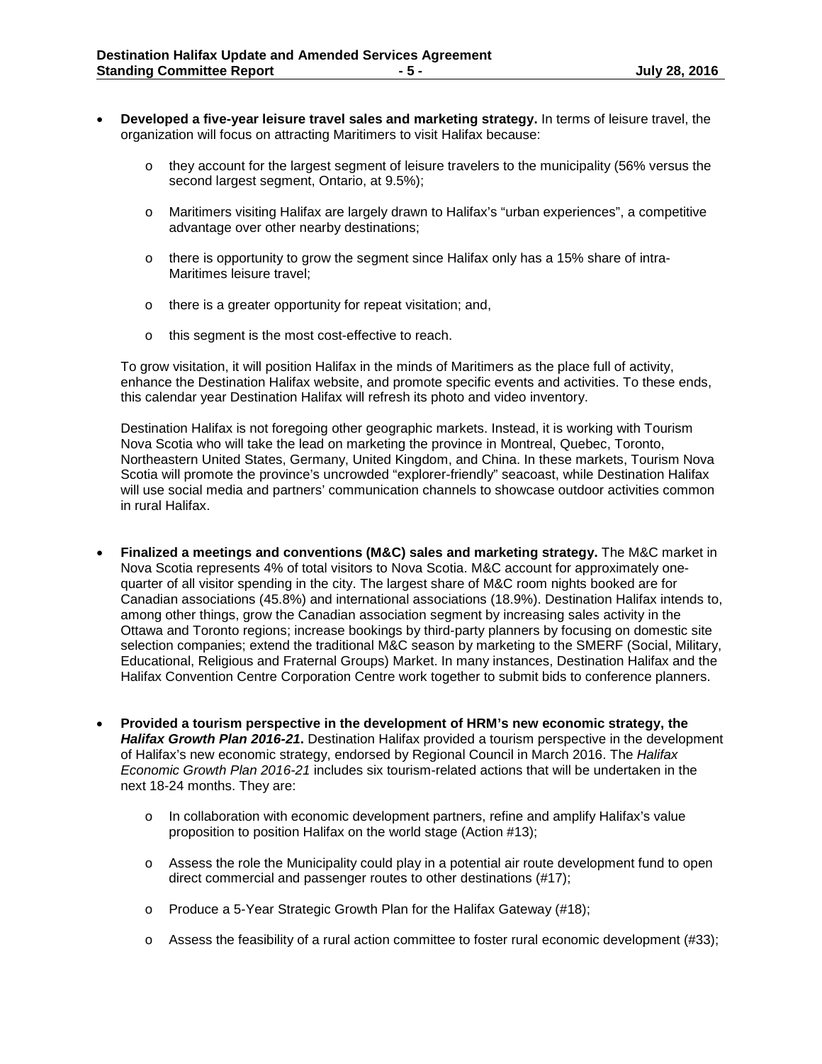- **Developed a five-year leisure travel sales and marketing strategy.** In terms of leisure travel, the organization will focus on attracting Maritimers to visit Halifax because:

    - they account for the largest segment of leisure travelers to the municipality (56% versus the second largest segment, Ontario, at 9.5%);

    - Maritimers visiting Halifax are largely drawn to Halifax's "urban experiences", a competitive advantage over other nearby destinations;

    - there is opportunity to grow the segment since Halifax only has a 15% share of intra-Maritimes leisure travel;

    - there is a greater opportunity for repeat visitation; and,

    - this segment is the most cost-effective to reach.

  To grow visitation, it will position Halifax in the minds of Maritimers as the place full of activity, enhance the Destination Halifax website, and promote specific events and activities. To these ends, this calendar year Destination Halifax will refresh its photo and video inventory.

  Destination Halifax is not foregoing other geographic markets. Instead, it is working with Tourism Nova Scotia who will take the lead on marketing the province in Montreal, Quebec, Toronto, Northeastern United States, Germany, United Kingdom, and China. In these markets, Tourism Nova Scotia will promote the province's uncrowded "explorer-friendly" seacoast, while Destination Halifax will use social media and partners' communication channels to showcase outdoor activities common in rural Halifax.

- **Finalized a meetings and conventions (M&C) sales and marketing strategy.** The M&C market in Nova Scotia represents 4% of total visitors to Nova Scotia. M&C account for approximately one-quarter of all visitor spending in the city. The largest share of M&C room nights booked are for Canadian associations (45.8%) and international associations (18.9%). Destination Halifax intends to, among other things, grow the Canadian association segment by increasing sales activity in the Ottawa and Toronto regions; increase bookings by third-party planners by focusing on domestic site selection companies; extend the traditional M&C season by marketing to the SMERF (Social, Military, Educational, Religious and Fraternal Groups) Market. In many instances, Destination Halifax and the Halifax Convention Centre Corporation Centre work together to submit bids to conference planners.

- **Provided a tourism perspective in the development of HRM's new economic strategy, the *Halifax Growth Plan 2016-21*.** Destination Halifax provided a tourism perspective in the development of Halifax's new economic strategy, endorsed by Regional Council in March 2016. The *Halifax Economic Growth Plan 2016-21* includes six tourism-related actions that will be undertaken in the next 18-24 months. They are:

    - In collaboration with economic development partners, refine and amplify Halifax's value proposition to position Halifax on the world stage (Action #13);

    - Assess the role the Municipality could play in a potential air route development fund to open direct commercial and passenger routes to other destinations (#17);

    - Produce a 5-Year Strategic Growth Plan for the Halifax Gateway (#18);

    - Assess the feasibility of a rural action committee to foster rural economic development (#33);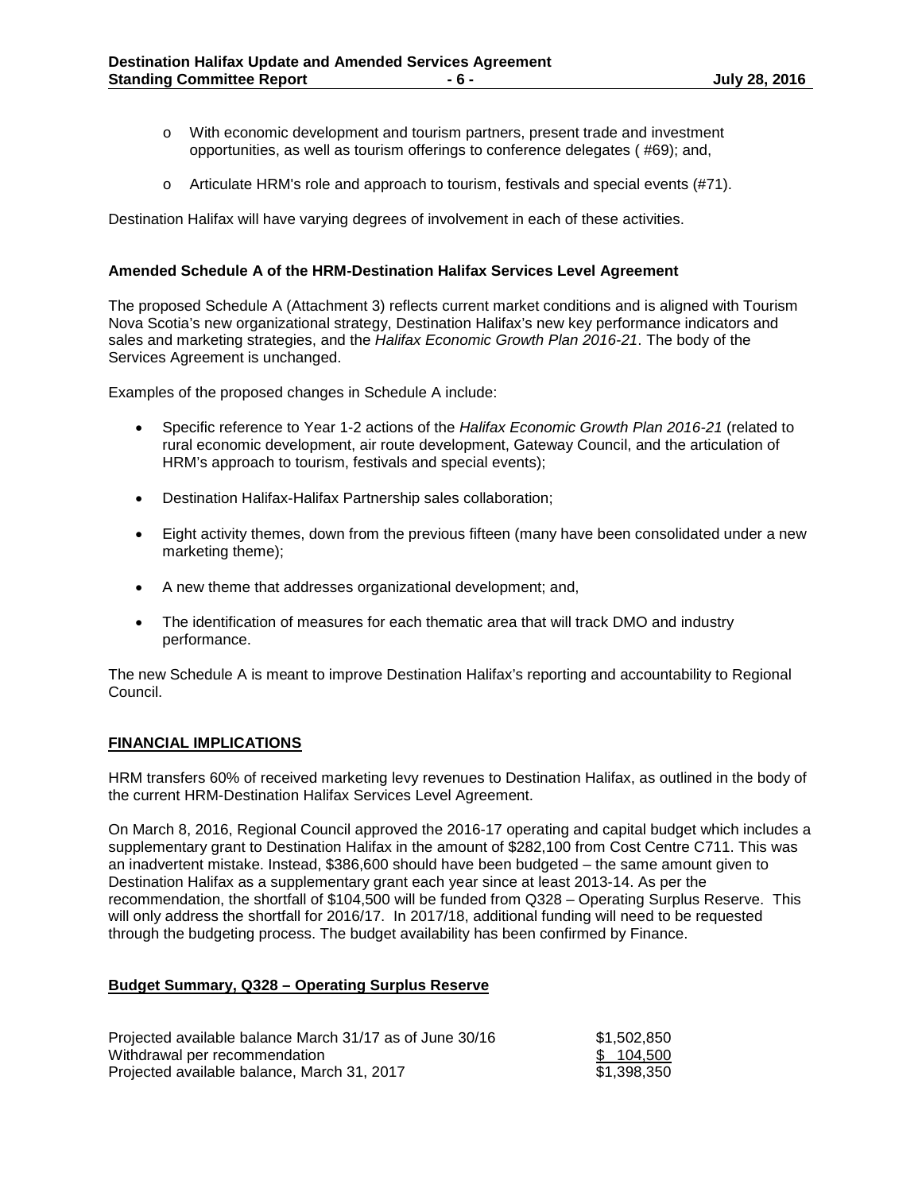- With economic development and tourism partners, present trade and investment opportunities, as well as tourism offerings to conference delegates ( #69); and,
- Articulate HRM's role and approach to tourism, festivals and special events (#71).

Destination Halifax will have varying degrees of involvement in each of these activities.

**Amended Schedule A of the HRM-Destination Halifax Services Level Agreement**

The proposed Schedule A (Attachment 3) reflects current market conditions and is aligned with Tourism Nova Scotia's new organizational strategy, Destination Halifax's new key performance indicators and sales and marketing strategies, and the *Halifax Economic Growth Plan 2016-21*. The body of the Services Agreement is unchanged.

Examples of the proposed changes in Schedule A include:

- Specific reference to Year 1-2 actions of the *Halifax Economic Growth Plan 2016-21* (related to rural economic development, air route development, Gateway Council, and the articulation of HRM's approach to tourism, festivals and special events);
- Destination Halifax-Halifax Partnership sales collaboration;
- Eight activity themes, down from the previous fifteen (many have been consolidated under a new marketing theme);
- A new theme that addresses organizational development; and,
- The identification of measures for each thematic area that will track DMO and industry performance.

The new Schedule A is meant to improve Destination Halifax's reporting and accountability to Regional Council.

## FINANCIAL IMPLICATIONS

HRM transfers 60% of received marketing levy revenues to Destination Halifax, as outlined in the body of the current HRM-Destination Halifax Services Level Agreement.

On March 8, 2016, Regional Council approved the 2016-17 operating and capital budget which includes a supplementary grant to Destination Halifax in the amount of $282,100 from Cost Centre C711. This was an inadvertent mistake. Instead, $386,600 should have been budgeted – the same amount given to Destination Halifax as a supplementary grant each year since at least 2013-14. As per the recommendation, the shortfall of $104,500 will be funded from Q328 – Operating Surplus Reserve. This will only address the shortfall for 2016/17. In 2017/18, additional funding will need to be requested through the budgeting process. The budget availability has been confirmed by Finance.

## Budget Summary, Q328 – Operating Surplus Reserve

| | |
|---|---|
| Projected available balance March 31/17 as of June 30/16 | $1,502,850 |
| Withdrawal per recommendation | $ 104,500 |
| Projected available balance, March 31, 2017 | $1,398,350 |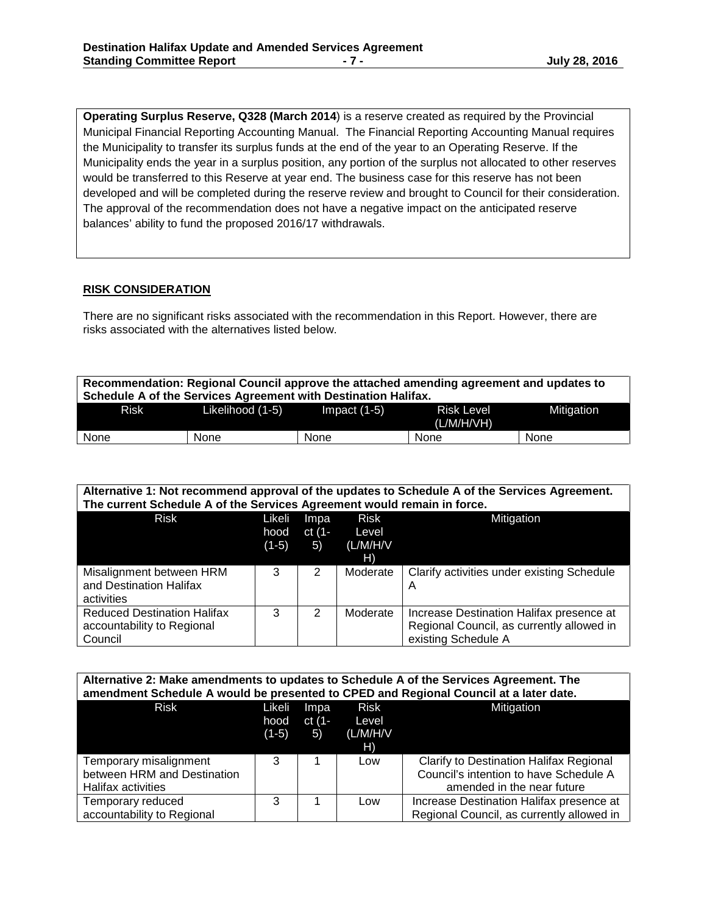**Operating Surplus Reserve, Q328 (March 2014**) is a reserve created as required by the Provincial Municipal Financial Reporting Accounting Manual. The Financial Reporting Accounting Manual requires the Municipality to transfer its surplus funds at the end of the year to an Operating Reserve. If the Municipality ends the year in a surplus position, any portion of the surplus not allocated to other reserves would be transferred to this Reserve at year end. The business case for this reserve has not been developed and will be completed during the reserve review and brought to Council for their consideration. The approval of the recommendation does not have a negative impact on the anticipated reserve balances' ability to fund the proposed 2016/17 withdrawals.

## RISK CONSIDERATION

There are no significant risks associated with the recommendation in this Report. However, there are risks associated with the alternatives listed below.

**Recommendation: Regional Council approve the attached amending agreement and updates to Schedule A of the Services Agreement with Destination Halifax.**

| Risk | Likelihood (1-5) | Impact (1-5) | Risk Level (L/M/H/VH) | Mitigation |
|---|---|---|---|---|
| None | None | None | None | None |

**Alternative 1: Not recommend approval of the updates to Schedule A of the Services Agreement. The current Schedule A of the Services Agreement would remain in force.**

| Risk | Likelihood (1-5) | Impact (1-5) | Risk Level (L/M/H/VH) | Mitigation |
|---|---|---|---|---|
| Misalignment between HRM and Destination Halifax activities | 3 | 2 | Moderate | Clarify activities under existing Schedule A |
| Reduced Destination Halifax accountability to Regional Council | 3 | 2 | Moderate | Increase Destination Halifax presence at Regional Council, as currently allowed in existing Schedule A |

**Alternative 2: Make amendments to updates to Schedule A of the Services Agreement. The amendment Schedule A would be presented to CPED and Regional Council at a later date.**

| Risk | Likelihood (1-5) | Impact (1-5) | Risk Level (L/M/H/VH) | Mitigation |
|---|---|---|---|---|
| Temporary misalignment between HRM and Destination Halifax activities | 3 | 1 | Low | Clarify to Destination Halifax Regional Council's intention to have Schedule A amended in the near future |
| Temporary reduced accountability to Regional | 3 | 1 | Low | Increase Destination Halifax presence at Regional Council, as currently allowed in |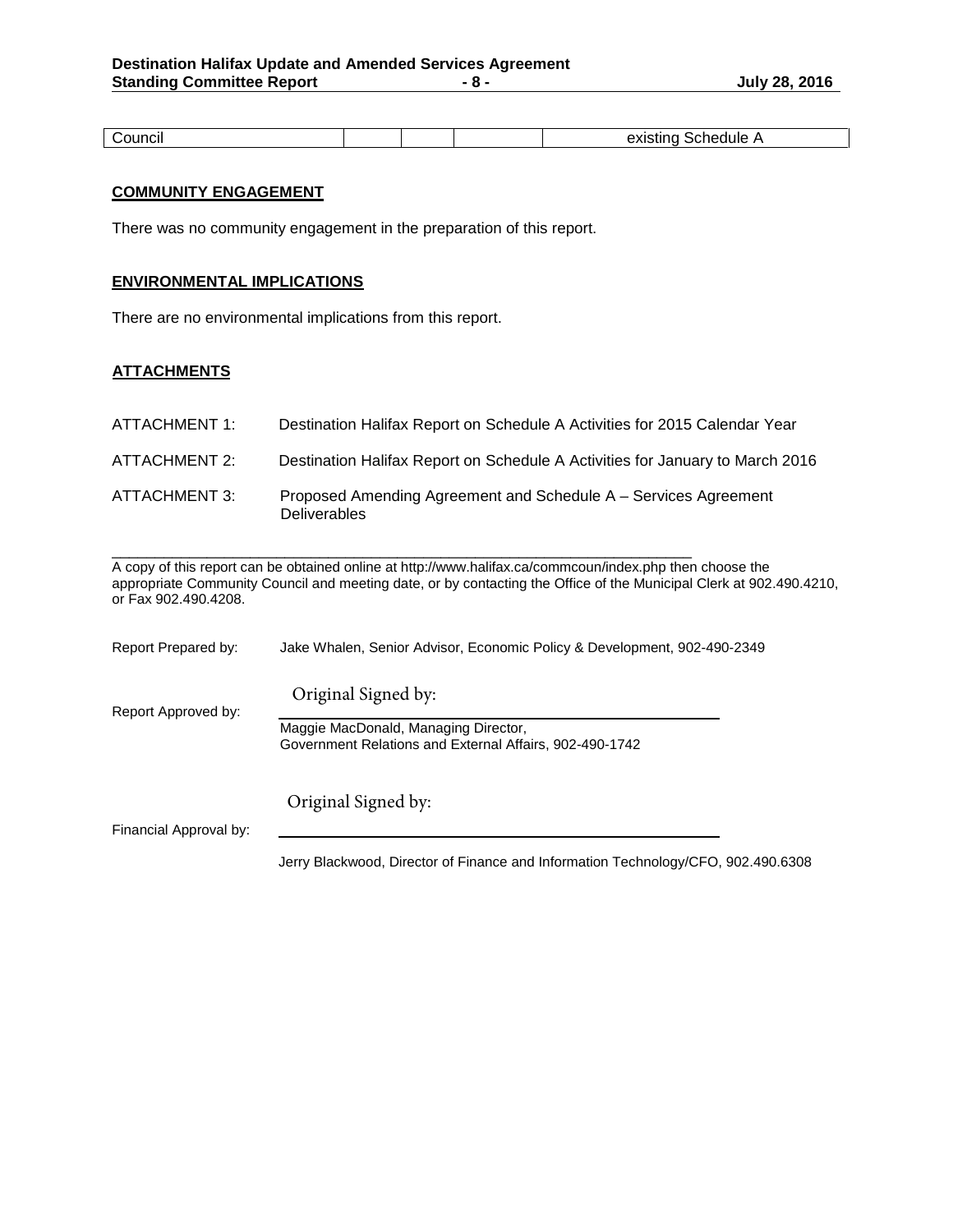| Council | | | | existing Schedule A |
|---|---|---|---|---|

**COMMUNITY ENGAGEMENT**

There was no community engagement in the preparation of this report.

**ENVIRONMENTAL IMPLICATIONS**

There are no environmental implications from this report.

**ATTACHMENTS**

ATTACHMENT 1: Destination Halifax Report on Schedule A Activities for 2015 Calendar Year

ATTACHMENT 2: Destination Halifax Report on Schedule A Activities for January to March 2016

ATTACHMENT 3: Proposed Amending Agreement and Schedule A – Services Agreement Deliverables

---

A copy of this report can be obtained online at http://www.halifax.ca/commcoun/index.php then choose the appropriate Community Council and meeting date, or by contacting the Office of the Municipal Clerk at 902.490.4210, or Fax 902.490.4208.

Report Prepared by: Jake Whalen, Senior Advisor, Economic Policy & Development, 902-490-2349

Report Approved by: Original Signed by:
Maggie MacDonald, Managing Director,
Government Relations and External Affairs, 902-490-1742

Financial Approval by: Original Signed by:
Jerry Blackwood, Director of Finance and Information Technology/CFO, 902.490.6308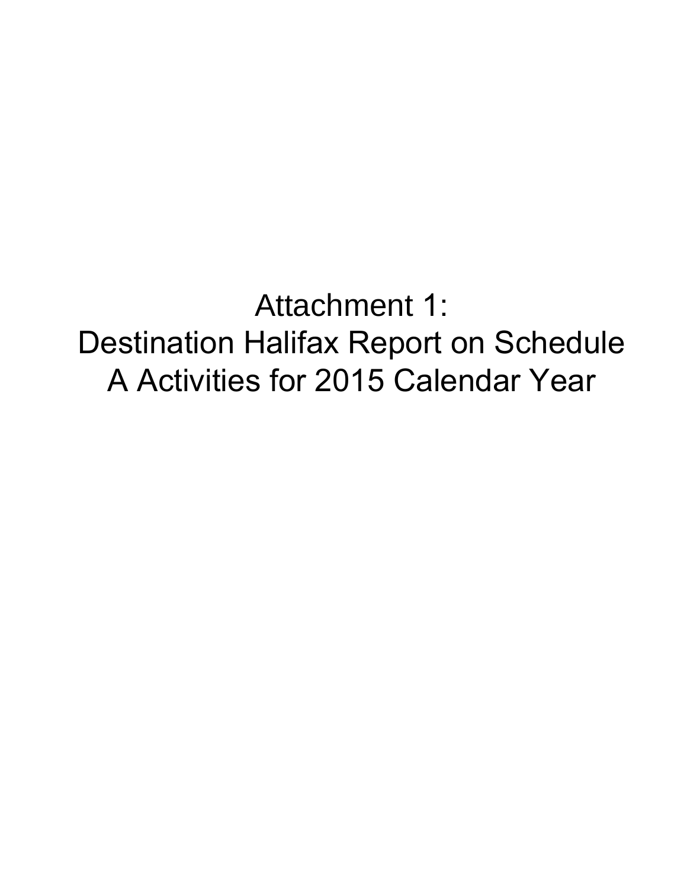# Attachment 1:
# Destination Halifax Report on Schedule A Activities for 2015 Calendar Year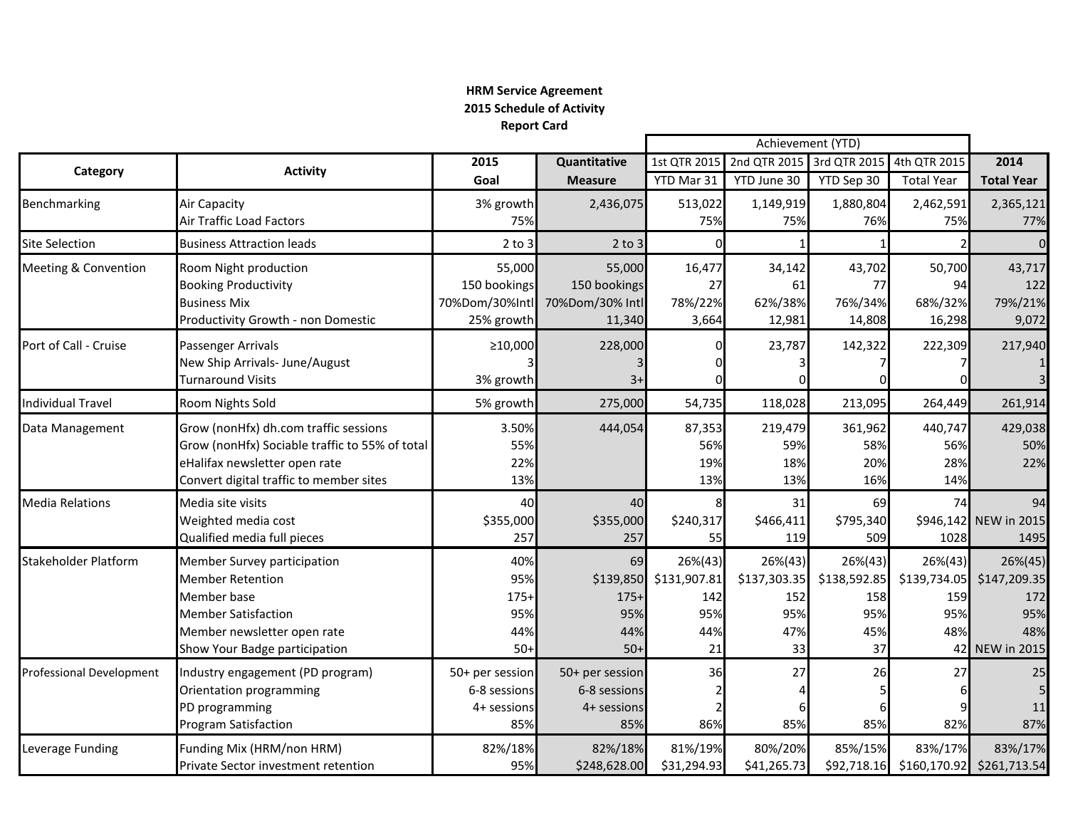**HRM Service Agreement**
**2015 Schedule of Activity**
**Report Card**

| Category | Activity | 2015 Goal | Quantitative Measure | Achievement (YTD) | | | | 2014 |
|---|---|---|---|---|---|---|---|---|
| | | | | 1st QTR 2015 YTD Mar 31 | 2nd QTR 2015 YTD June 30 | 3rd QTR 2015 YTD Sep 30 | 4th QTR 2015 Total Year | Total Year |
| Benchmarking | Air Capacity | 3% growth | 2,436,075 | 513,022 | 1,149,919 | 1,880,804 | 2,462,591 | 2,365,121 |
| | Air Traffic Load Factors | 75% | | 75% | 75% | 76% | 75% | 77% |
| Site Selection | Business Attraction leads | 2 to 3 | 2 to 3 | 0 | 1 | 1 | 2 | 0 |
| Meeting & Convention | Room Night production | 55,000 | 55,000 | 16,477 | 34,142 | 43,702 | 50,700 | 43,717 |
| | Booking Productivity | 150 bookings | 150 bookings | 27 | 61 | 77 | 94 | 122 |
| | Business Mix | 70%Dom/30%Intl | 70%Dom/30% Intl | 78%/22% | 62%/38% | 76%/34% | 68%/32% | 79%/21% |
| | Productivity Growth - non Domestic | 25% growth | 11,340 | 3,664 | 12,981 | 14,808 | 16,298 | 9,072 |
| Port of Call - Cruise | Passenger Arrivals | ≥10,000 | 228,000 | 0 | 23,787 | 142,322 | 222,309 | 217,940 |
| | New Ship Arrivals- June/August | 3 | 3 | 0 | 3 | 7 | 7 | 1 |
| | Turnaround Visits | 3% growth | 3+ | 0 | 0 | 0 | 0 | 3 |
| Individual Travel | Room Nights Sold | 5% growth | 275,000 | 54,735 | 118,028 | 213,095 | 264,449 | 261,914 |
| Data Management | Grow (nonHfx) dh.com traffic sessions | 3.50% | 444,054 | 87,353 | 219,479 | 361,962 | 440,747 | 429,038 |
| | Grow (nonHfx) Sociable traffic to 55% of total | 55% | | 56% | 59% | 58% | 56% | 50% |
| | eHalifax newsletter open rate | 22% | | 19% | 18% | 20% | 28% | 22% |
| | Convert digital traffic to member sites | 13% | | 13% | 13% | 16% | 14% | |
| Media Relations | Media site visits | 40 | 40 | 8 | 31 | 69 | 74 | 94 |
| | Weighted media cost | $355,000 | $355,000 | $240,317 | $466,411 | $795,340 | $946,142 | NEW in 2015 |
| | Qualified media full pieces | 257 | 257 | 55 | 119 | 509 | 1028 | 1495 |
| Stakeholder Platform | Member Survey participation | 40% | 69 | 26%(43) | 26%(43) | 26%(43) | 26%(43) | 26%(45) |
| | Member Retention | 95% | $139,850 | $131,907.81 | $137,303.35 | $138,592.85 | $139,734.05 | $147,209.35 |
| | Member base | 175+ | 175+ | 142 | 152 | 158 | 159 | 172 |
| | Member Satisfaction | 95% | 95% | 95% | 95% | 95% | 95% | 95% |
| | Member newsletter open rate | 44% | 44% | 44% | 47% | 45% | 48% | 48% |
| | Show Your Badge participation | 50+ | 50+ | 21 | 33 | 37 | 42 | NEW in 2015 |
| Professional Development | Industry engagement (PD program) | 50+ per session | 50+ per session | 36 | 27 | 26 | 27 | 25 |
| | Orientation programming | 6-8 sessions | 6-8 sessions | 2 | 4 | 5 | 6 | 5 |
| | PD programming | 4+ sessions | 4+ sessions | 2 | 6 | 6 | 9 | 11 |
| | Program Satisfaction | 85% | 85% | 86% | 85% | 85% | 82% | 87% |
| Leverage Funding | Funding Mix (HRM/non HRM) | 82%/18% | 82%/18% | 81%/19% | 80%/20% | 85%/15% | 83%/17% | 83%/17% |
| | Private Sector investment retention | 95% | $248,628.00 | $31,294.93 | $41,265.73 | $92,718.16 | $160,170.92 | $261,713.54 |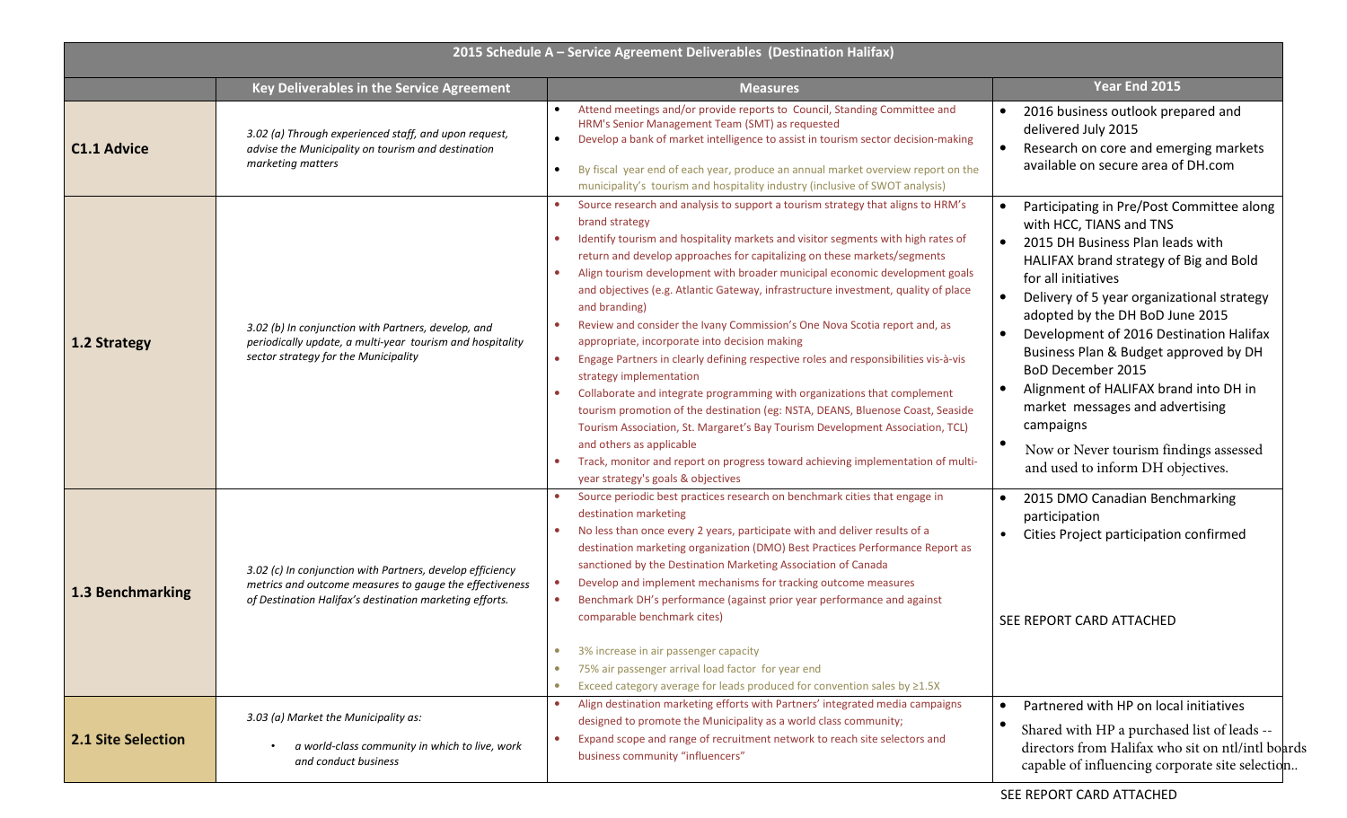| 2015 Schedule A – Service Agreement Deliverables (Destination Halifax) | | | |
|---|---|---|---|
| | **Key Deliverables in the Service Agreement** | **Measures** | **Year End 2015** |
| **C1.1 Advice** | *3.02 (a) Through experienced staff, and upon request, advise the Municipality on tourism and destination marketing matters* | • Attend meetings and/or provide reports to Council, Standing Committee and HRM's Senior Management Team (SMT) as requested<br>• Develop a bank of market intelligence to assist in tourism sector decision-making<br>• By fiscal year end of each year, produce an annual market overview report on the municipality's tourism and hospitality industry (inclusive of SWOT analysis) | • 2016 business outlook prepared and delivered July 2015<br>• Research on core and emerging markets available on secure area of DH.com |
| **1.2 Strategy** | *3.02 (b) In conjunction with Partners, develop, and periodically update, a multi-year tourism and hospitality sector strategy for the Municipality* | • Source research and analysis to support a tourism strategy that aligns to HRM's brand strategy<br>• Identify tourism and hospitality markets and visitor segments with high rates of return and develop approaches for capitalizing on these markets/segments<br>• Align tourism development with broader municipal economic development goals and objectives (e.g. Atlantic Gateway, infrastructure investment, quality of place and branding)<br>• Review and consider the Ivany Commission's One Nova Scotia report and, as appropriate, incorporate into decision making<br>• Engage Partners in clearly defining respective roles and responsibilities vis-à-vis strategy implementation<br>• Collaborate and integrate programming with organizations that complement tourism promotion of the destination (eg: NSTA, DEANS, Bluenose Coast, Seaside Tourism Association, St. Margaret's Bay Tourism Development Association, TCL) and others as applicable<br>• Track, monitor and report on progress toward achieving implementation of multi-year strategy's goals & objectives | • Participating in Pre/Post Committee along with HCC, TIANS and TNS<br>• 2015 DH Business Plan leads with HALIFAX brand strategy of Big and Bold for all initiatives<br>• Delivery of 5 year organizational strategy adopted by the DH BoD June 2015<br>• Development of 2016 Destination Halifax Business Plan & Budget approved by DH BoD December 2015<br>• Alignment of HALIFAX brand into DH in market messages and advertising campaigns<br>• Now or Never tourism findings assessed and used to inform DH objectives. |
| **1.3 Benchmarking** | *3.02 (c) In conjunction with Partners, develop efficiency metrics and outcome measures to gauge the effectiveness of Destination Halifax's destination marketing efforts.* | • Source periodic best practices research on benchmark cities that engage in destination marketing<br>• No less than once every 2 years, participate with and deliver results of a destination marketing organization (DMO) Best Practices Performance Report as sanctioned by the Destination Marketing Association of Canada<br>• Develop and implement mechanisms for tracking outcome measures<br>• Benchmark DH's performance (against prior year performance and against comparable benchmark cites)<br><br>• 3% increase in air passenger capacity<br>• 75% air passenger arrival load factor for year end<br>• Exceed category average for leads produced for convention sales by ≥1.5X | • 2015 DMO Canadian Benchmarking participation<br>• Cities Project participation confirmed<br><br>SEE REPORT CARD ATTACHED |
| **2.1 Site Selection** | *3.03 (a) Market the Municipality as:*<br>• *a world-class community in which to live, work and conduct business* | • Align destination marketing efforts with Partners' integrated media campaigns designed to promote the Municipality as a world class community;<br>• Expand scope and range of recruitment network to reach site selectors and business community "influencers" | • Partnered with HP on local initiatives<br>• Shared with HP a purchased list of leads -- directors from Halifax who sit on ntl/intl boards capable of influencing corporate site selection.. |

SEE REPORT CARD ATTACHED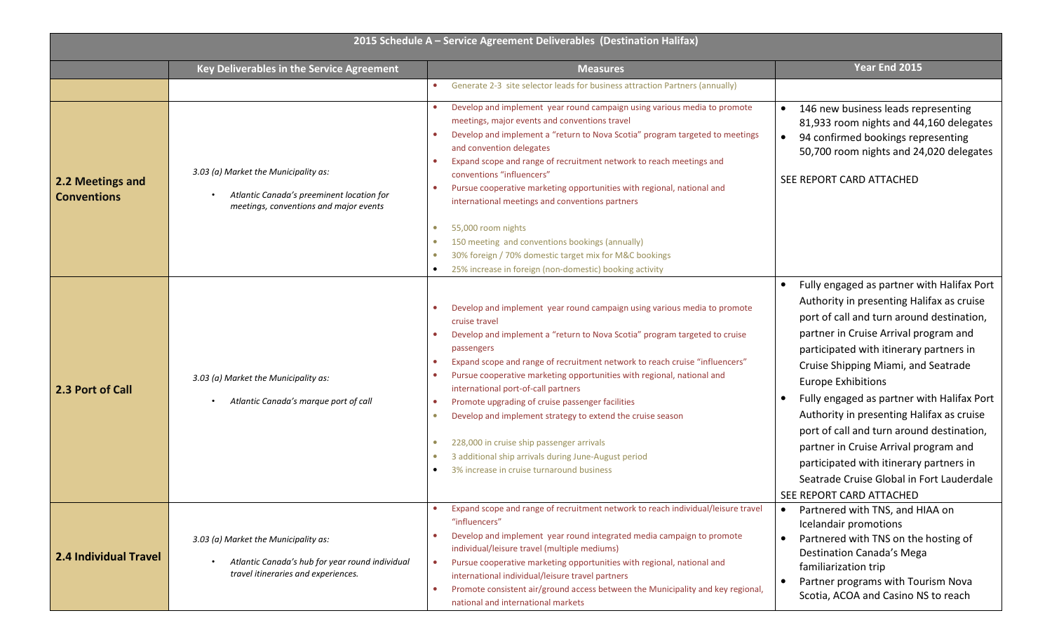| 2015 Schedule A – Service Agreement Deliverables (Destination Halifax) | | | |
|---|---|---|---|
| | **Key Deliverables in the Service Agreement** | **Measures** | **Year End 2015** |
| | | • Generate 2-3 site selector leads for business attraction Partners (annually) | |
| **2.2 Meetings and Conventions** | *3.03 (a) Market the Municipality as:*<br>• *Atlantic Canada's preeminent location for meetings, conventions and major events* | • Develop and implement year round campaign using various media to promote meetings, major events and conventions travel<br>• Develop and implement a "return to Nova Scotia" program targeted to meetings and convention delegates<br>• Expand scope and range of recruitment network to reach meetings and conventions "influencers"<br>• Pursue cooperative marketing opportunities with regional, national and international meetings and conventions partners<br><br>• 55,000 room nights<br>• 150 meeting and conventions bookings (annually)<br>• 30% foreign / 70% domestic target mix for M&C bookings<br>• 25% increase in foreign (non-domestic) booking activity | • 146 new business leads representing 81,933 room nights and 44,160 delegates<br>• 94 confirmed bookings representing 50,700 room nights and 24,020 delegates<br><br>SEE REPORT CARD ATTACHED |
| **2.3 Port of Call** | *3.03 (a) Market the Municipality as:*<br>• *Atlantic Canada's marque port of call* | • Develop and implement year round campaign using various media to promote cruise travel<br>• Develop and implement a "return to Nova Scotia" program targeted to cruise passengers<br>• Expand scope and range of recruitment network to reach cruise "influencers"<br>• Pursue cooperative marketing opportunities with regional, national and international port-of-call partners<br>• Promote upgrading of cruise passenger facilities<br>• Develop and implement strategy to extend the cruise season<br><br>• 228,000 in cruise ship passenger arrivals<br>• 3 additional ship arrivals during June-August period<br>• 3% increase in cruise turnaround business | • Fully engaged as partner with Halifax Port Authority in presenting Halifax as cruise port of call and turn around destination, partner in Cruise Arrival program and participated with itinerary partners in Cruise Shipping Miami, and Seatrade Europe Exhibitions<br>• Fully engaged as partner with Halifax Port Authority in presenting Halifax as cruise port of call and turn around destination, partner in Cruise Arrival program and participated with itinerary partners in Seatrade Cruise Global in Fort Lauderdale<br>SEE REPORT CARD ATTACHED |
| **2.4 Individual Travel** | *3.03 (a) Market the Municipality as:*<br>• *Atlantic Canada's hub for year round individual travel itineraries and experiences.* | • Expand scope and range of recruitment network to reach individual/leisure travel "influencers"<br>• Develop and implement year round integrated media campaign to promote individual/leisure travel (multiple mediums)<br>• Pursue cooperative marketing opportunities with regional, national and international individual/leisure travel partners<br>• Promote consistent air/ground access between the Municipality and key regional, national and international markets | • Partnered with TNS, and HIAA on Icelandair promotions<br>• Partnered with TNS on the hosting of Destination Canada's Mega familiarization trip<br>• Partner programs with Tourism Nova Scotia, ACOA and Casino NS to reach |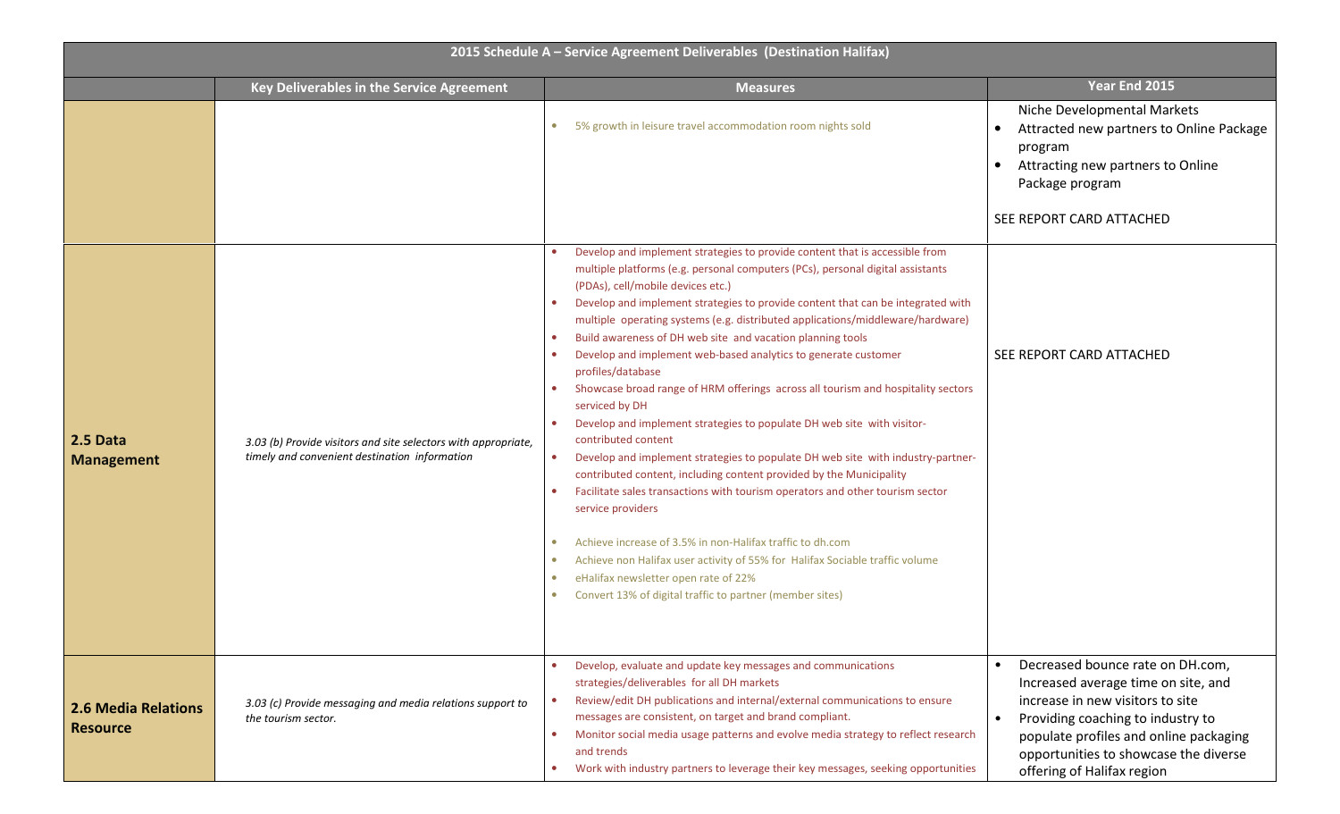| 2015 Schedule A – Service Agreement Deliverables (Destination Halifax) | | | |
|---|---|---|---|
| | **Key Deliverables in the Service Agreement** | **Measures** | **Year End 2015** |
| | | • 5% growth in leisure travel accommodation room nights sold | Niche Developmental Markets<br>• Attracted new partners to Online Package program<br>• Attracting new partners to Online Package program<br><br>SEE REPORT CARD ATTACHED |
| **2.5 Data Management** | *3.03 (b) Provide visitors and site selectors with appropriate, timely and convenient destination information* | • Develop and implement strategies to provide content that is accessible from multiple platforms (e.g. personal computers (PCs), personal digital assistants (PDAs), cell/mobile devices etc.)<br>• Develop and implement strategies to provide content that can be integrated with multiple operating systems (e.g. distributed applications/middleware/hardware)<br>• Build awareness of DH web site and vacation planning tools<br>• Develop and implement web-based analytics to generate customer profiles/database<br>• Showcase broad range of HRM offerings across all tourism and hospitality sectors serviced by DH<br>• Develop and implement strategies to populate DH web site with visitor-contributed content<br>• Develop and implement strategies to populate DH web site with industry-partner-contributed content, including content provided by the Municipality<br>• Facilitate sales transactions with tourism operators and other tourism sector service providers<br><br>• Achieve increase of 3.5% in non-Halifax traffic to dh.com<br>• Achieve non Halifax user activity of 55% for Halifax Sociable traffic volume<br>• eHalifax newsletter open rate of 22%<br>• Convert 13% of digital traffic to partner (member sites) | SEE REPORT CARD ATTACHED |
| **2.6 Media Relations Resource** | *3.03 (c) Provide messaging and media relations support to the tourism sector.* | • Develop, evaluate and update key messages and communications strategies/deliverables for all DH markets<br>• Review/edit DH publications and internal/external communications to ensure messages are consistent, on target and brand compliant.<br>• Monitor social media usage patterns and evolve media strategy to reflect research and trends<br>• Work with industry partners to leverage their key messages, seeking opportunities | • Decreased bounce rate on DH.com, Increased average time on site, and increase in new visitors to site<br>• Providing coaching to industry to populate profiles and online packaging opportunities to showcase the diverse offering of Halifax region |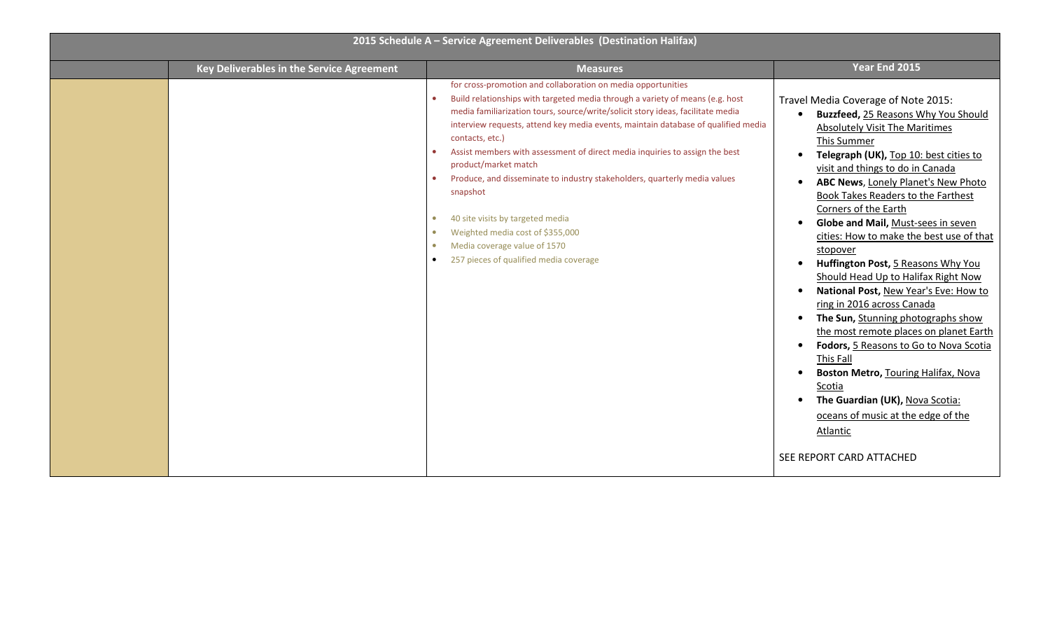| 2015 Schedule A – Service Agreement Deliverables (Destination Halifax) | | | |
|---|---|---|---|
| | **Key Deliverables in the Service Agreement** | **Measures** | **Year End 2015** |
| | | for cross-promotion and collaboration on media opportunities<br>• Build relationships with targeted media through a variety of means (e.g. host media familiarization tours, source/write/solicit story ideas, facilitate media interview requests, attend key media events, maintain database of qualified media contacts, etc.)<br>• Assist members with assessment of direct media inquiries to assign the best product/market match<br>• Produce, and disseminate to industry stakeholders, quarterly media values snapshot<br><br>• 40 site visits by targeted media<br>• Weighted media cost of $355,000<br>• Media coverage value of 1570<br>• 257 pieces of qualified media coverage | Travel Media Coverage of Note 2015:<br>• **Buzzfeed,** 25 Reasons Why You Should Absolutely Visit The Maritimes This Summer<br>• **Telegraph (UK),** Top 10: best cities to visit and things to do in Canada<br>• **ABC News**, Lonely Planet's New Photo Book Takes Readers to the Farthest Corners of the Earth<br>• **Globe and Mail,** Must-sees in seven cities: How to make the best use of that stopover<br>• **Huffington Post,** 5 Reasons Why You Should Head Up to Halifax Right Now<br>• **National Post,** New Year's Eve: How to ring in 2016 across Canada<br>• **The Sun,** Stunning photographs show the most remote places on planet Earth<br>• **Fodors,** 5 Reasons to Go to Nova Scotia This Fall<br>• **Boston Metro,** Touring Halifax, Nova Scotia<br>• **The Guardian (UK),** Nova Scotia: oceans of music at the edge of the Atlantic<br><br>SEE REPORT CARD ATTACHED |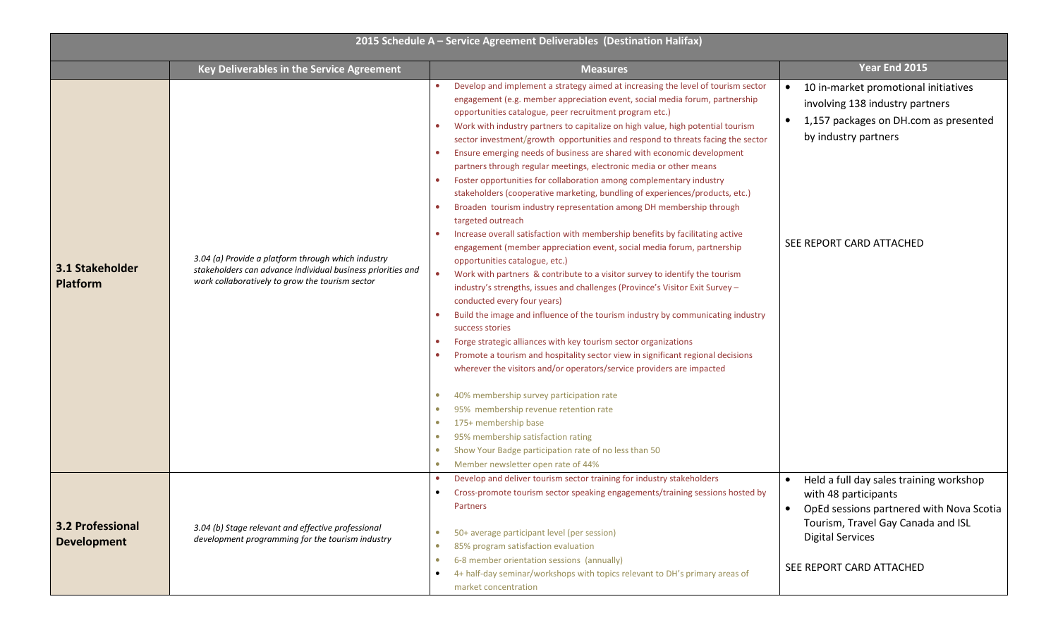| 2015 Schedule A – Service Agreement Deliverables (Destination Halifax) | | | |
|---|---|---|---|
| | **Key Deliverables in the Service Agreement** | **Measures** | **Year End 2015** |
| **3.1 Stakeholder Platform** | *3.04 (a) Provide a platform through which industry stakeholders can advance individual business priorities and work collaboratively to grow the tourism sector* | • Develop and implement a strategy aimed at increasing the level of tourism sector engagement (e.g. member appreciation event, social media forum, partnership opportunities catalogue, peer recruitment program etc.)<br>• Work with industry partners to capitalize on high value, high potential tourism sector investment/growth opportunities and respond to threats facing the sector<br>• Ensure emerging needs of business are shared with economic development partners through regular meetings, electronic media or other means<br>• Foster opportunities for collaboration among complementary industry stakeholders (cooperative marketing, bundling of experiences/products, etc.)<br>• Broaden tourism industry representation among DH membership through targeted outreach<br>• Increase overall satisfaction with membership benefits by facilitating active engagement (member appreciation event, social media forum, partnership opportunities catalogue, etc.)<br>• Work with partners & contribute to a visitor survey to identify the tourism industry's strengths, issues and challenges (Province's Visitor Exit Survey – conducted every four years)<br>• Build the image and influence of the tourism industry by communicating industry success stories<br>• Forge strategic alliances with key tourism sector organizations<br>• Promote a tourism and hospitality sector view in significant regional decisions wherever the visitors and/or operators/service providers are impacted<br><br>• 40% membership survey participation rate<br>• 95% membership revenue retention rate<br>• 175+ membership base<br>• 95% membership satisfaction rating<br>• Show Your Badge participation rate of no less than 50<br>• Member newsletter open rate of 44% | • 10 in-market promotional initiatives involving 138 industry partners<br>• 1,157 packages on DH.com as presented by industry partners<br><br>SEE REPORT CARD ATTACHED |
| **3.2 Professional Development** | *3.04 (b) Stage relevant and effective professional development programming for the tourism industry* | • Develop and deliver tourism sector training for industry stakeholders<br>• Cross-promote tourism sector speaking engagements/training sessions hosted by Partners<br><br>• 50+ average participant level (per session)<br>• 85% program satisfaction evaluation<br>• 6-8 member orientation sessions (annually)<br>• 4+ half-day seminar/workshops with topics relevant to DH's primary areas of market concentration | • Held a full day sales training workshop with 48 participants<br>• OpEd sessions partnered with Nova Scotia Tourism, Travel Gay Canada and ISL Digital Services<br><br>SEE REPORT CARD ATTACHED |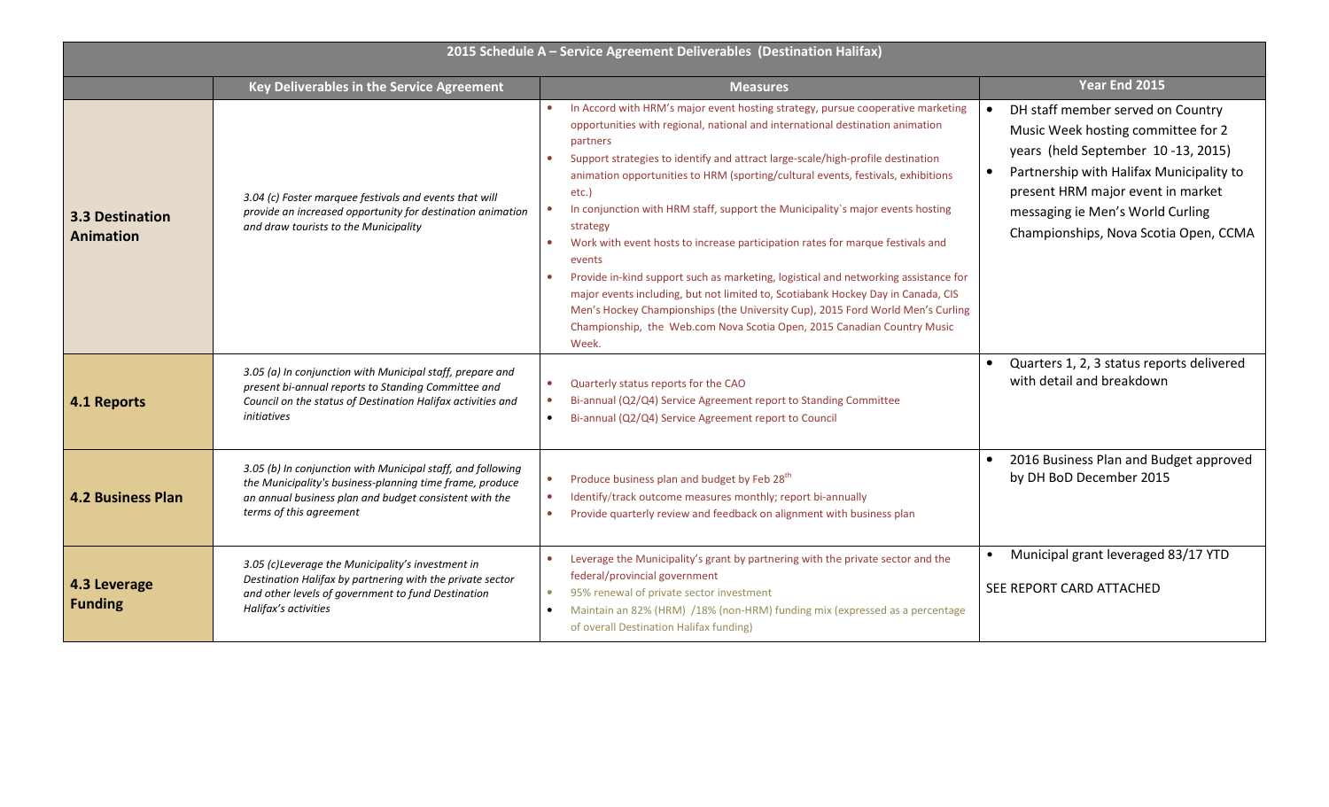| 2015 Schedule A – Service Agreement Deliverables (Destination Halifax) | | | |
|---|---|---|---|
| | **Key Deliverables in the Service Agreement** | **Measures** | **Year End 2015** |
| **3.3 Destination Animation** | *3.04 (c) Foster marquee festivals and events that will provide an increased opportunity for destination animation and draw tourists to the Municipality* | • In Accord with HRM's major event hosting strategy, pursue cooperative marketing opportunities with regional, national and international destination animation partners<br>• Support strategies to identify and attract large-scale/high-profile destination animation opportunities to HRM (sporting/cultural events, festivals, exhibitions etc.)<br>• In conjunction with HRM staff, support the Municipality`s major events hosting strategy<br>• Work with event hosts to increase participation rates for marque festivals and events<br>• Provide in-kind support such as marketing, logistical and networking assistance for major events including, but not limited to, Scotiabank Hockey Day in Canada, CIS Men's Hockey Championships (the University Cup), 2015 Ford World Men's Curling Championship, the Web.com Nova Scotia Open, 2015 Canadian Country Music Week. | • DH staff member served on Country Music Week hosting committee for 2 years (held September 10 -13, 2015)<br>• Partnership with Halifax Municipality to present HRM major event in market messaging ie Men's World Curling Championships, Nova Scotia Open, CCMA |
| **4.1 Reports** | *3.05 (a) In conjunction with Municipal staff, prepare and present bi-annual reports to Standing Committee and Council on the status of Destination Halifax activities and initiatives* | • Quarterly status reports for the CAO<br>• Bi-annual (Q2/Q4) Service Agreement report to Standing Committee<br>• Bi-annual (Q2/Q4) Service Agreement report to Council | • Quarters 1, 2, 3 status reports delivered with detail and breakdown |
| **4.2 Business Plan** | *3.05 (b) In conjunction with Municipal staff, and following the Municipality's business-planning time frame, produce an annual business plan and budget consistent with the terms of this agreement* | • Produce business plan and budget by Feb 28th<br>• Identify/track outcome measures monthly; report bi-annually<br>• Provide quarterly review and feedback on alignment with business plan | • 2016 Business Plan and Budget approved by DH BoD December 2015 |
| **4.3 Leverage Funding** | *3.05 (c)Leverage the Municipality's investment in Destination Halifax by partnering with the private sector and other levels of government to fund Destination Halifax's activities* | • Leverage the Municipality's grant by partnering with the private sector and the federal/provincial government<br>• 95% renewal of private sector investment<br>• Maintain an 82% (HRM) /18% (non-HRM) funding mix (expressed as a percentage of overall Destination Halifax funding) | • Municipal grant leveraged 83/17 YTD<br><br>SEE REPORT CARD ATTACHED |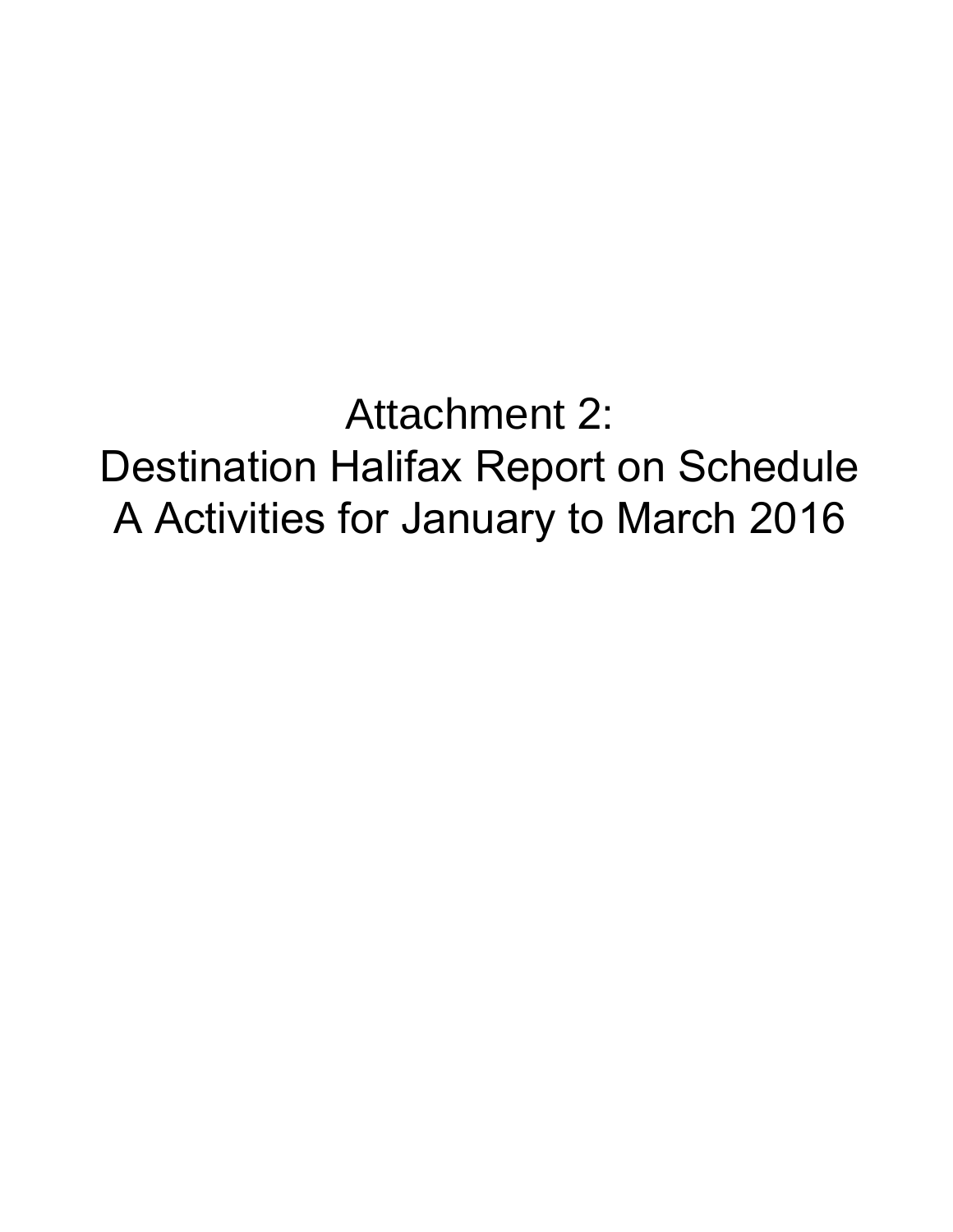# Attachment 2:
# Destination Halifax Report on Schedule A Activities for January to March 2016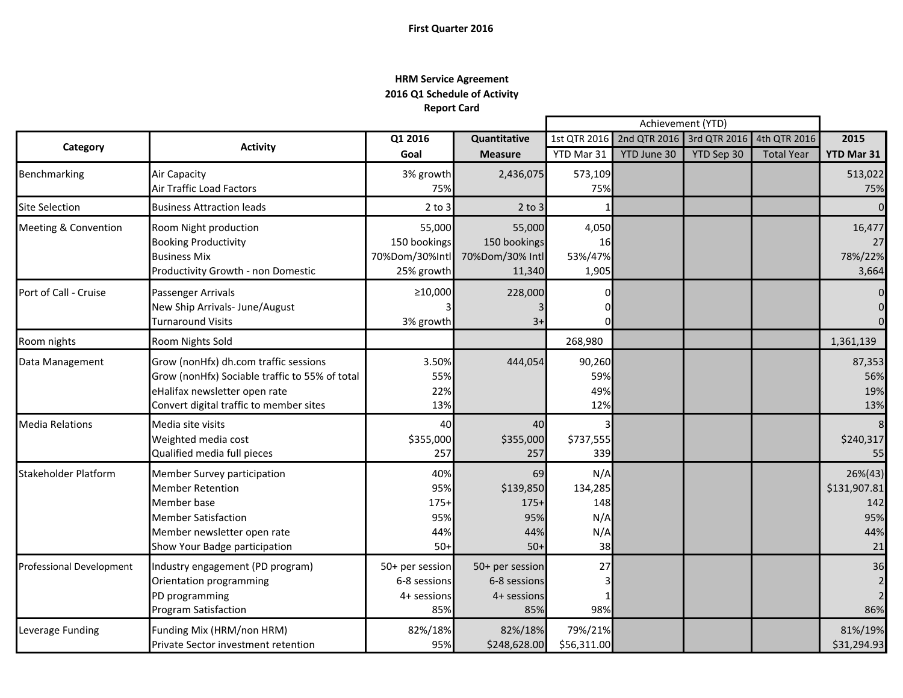First Quarter 2016

**HRM Service Agreement**
**2016 Q1 Schedule of Activity**
**Report Card**

| Category | Activity | Q1 2016 Goal | Quantitative Measure | Achievement (YTD) 1st QTR 2016 YTD Mar 31 | 2nd QTR 2016 YTD June 30 | 3rd QTR 2016 YTD Sep 30 | 4th QTR 2016 Total Year | 2015 YTD Mar 31 |
|---|---|---|---|---|---|---|---|---|
| Benchmarking | Air Capacity | 3% growth | 2,436,075 | 573,109 | | | | 513,022 |
| | Air Traffic Load Factors | 75% | | 75% | | | | 75% |
| Site Selection | Business Attraction leads | 2 to 3 | 2 to 3 | 1 | | | | 0 |
| Meeting & Convention | Room Night production | 55,000 | 55,000 | 4,050 | | | | 16,477 |
| | Booking Productivity | 150 bookings | 150 bookings | 16 | | | | 27 |
| | Business Mix | 70%Dom/30%Intl | 70%Dom/30% Intl | 53%/47% | | | | 78%/22% |
| | Productivity Growth - non Domestic | 25% growth | 11,340 | 1,905 | | | | 3,664 |
| Port of Call - Cruise | Passenger Arrivals | ≥10,000 | 228,000 | 0 | | | | 0 |
| | New Ship Arrivals- June/August | 3 | 3 | 0 | | | | 0 |
| | Turnaround Visits | 3% growth | 3+ | 0 | | | | 0 |
| Room nights | Room Nights Sold | | | 268,980 | | | | 1,361,139 |
| Data Management | Grow (nonHfx) dh.com traffic sessions | 3.50% | 444,054 | 90,260 | | | | 87,353 |
| | Grow (nonHfx) Sociable traffic to 55% of total | 55% | | 59% | | | | 56% |
| | eHalifax newsletter open rate | 22% | | 49% | | | | 19% |
| | Convert digital traffic to member sites | 13% | | 12% | | | | 13% |
| Media Relations | Media site visits | 40 | 40 | 3 | | | | 8 |
| | Weighted media cost | $355,000 | $355,000 | $737,555 | | | | $240,317 |
| | Qualified media full pieces | 257 | 257 | 339 | | | | 55 |
| Stakeholder Platform | Member Survey participation | 40% | 69 | N/A | | | | 26%(43) |
| | Member Retention | 95% | $139,850 | 134,285 | | | | $131,907.81 |
| | Member base | 175+ | 175+ | 148 | | | | 142 |
| | Member Satisfaction | 95% | 95% | N/A | | | | 95% |
| | Member newsletter open rate | 44% | 44% | N/A | | | | 44% |
| | Show Your Badge participation | 50+ | 50+ | 38 | | | | 21 |
| Professional Development | Industry engagement (PD program) | 50+ per session | 50+ per session | 27 | | | | 36 |
| | Orientation programming | 6-8 sessions | 6-8 sessions | 3 | | | | 2 |
| | PD programming | 4+ sessions | 4+ sessions | 1 | | | | 2 |
| | Program Satisfaction | 85% | 85% | 98% | | | | 86% |
| Leverage Funding | Funding Mix (HRM/non HRM) | 82%/18% | 82%/18% | 79%/21% | | | | 81%/19% |
| | Private Sector investment retention | 95% | $248,628.00 | $56,311.00 | | | | $31,294.93 |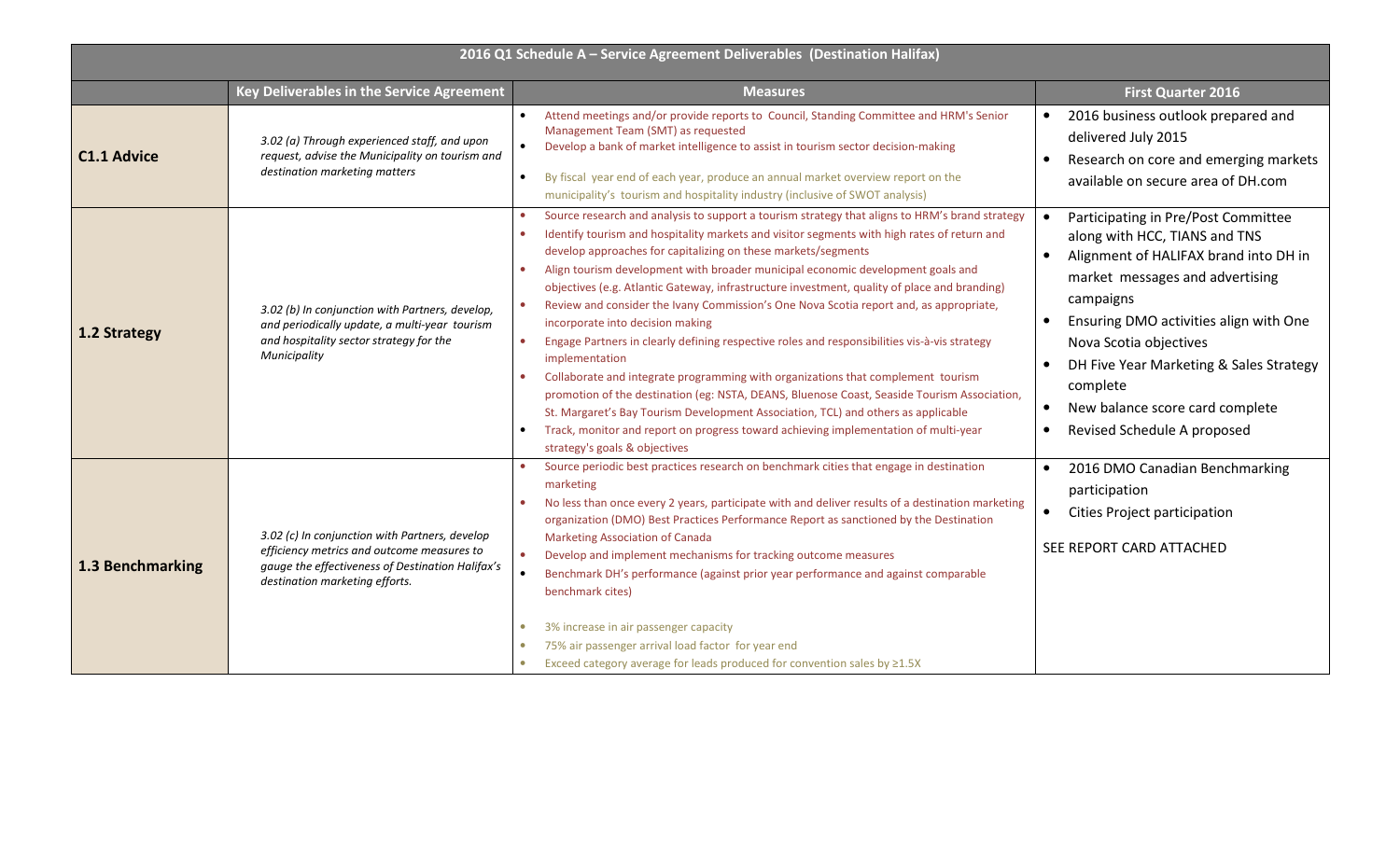| 2016 Q1 Schedule A – Service Agreement Deliverables (Destination Halifax) | | | |
|---|---|---|---|
| | **Key Deliverables in the Service Agreement** | **Measures** | **First Quarter 2016** |
| **C1.1 Advice** | *3.02 (a) Through experienced staff, and upon request, advise the Municipality on tourism and destination marketing matters* | • Attend meetings and/or provide reports to Council, Standing Committee and HRM's Senior Management Team (SMT) as requested<br>• Develop a bank of market intelligence to assist in tourism sector decision-making<br>• By fiscal year end of each year, produce an annual market overview report on the municipality's tourism and hospitality industry (inclusive of SWOT analysis) | • 2016 business outlook prepared and delivered July 2015<br>• Research on core and emerging markets available on secure area of DH.com |
| **1.2 Strategy** | *3.02 (b) In conjunction with Partners, develop, and periodically update, a multi-year tourism and hospitality sector strategy for the Municipality* | • Source research and analysis to support a tourism strategy that aligns to HRM's brand strategy<br>• Identify tourism and hospitality markets and visitor segments with high rates of return and develop approaches for capitalizing on these markets/segments<br>• Align tourism development with broader municipal economic development goals and objectives (e.g. Atlantic Gateway, infrastructure investment, quality of place and branding)<br>• Review and consider the Ivany Commission's One Nova Scotia report and, as appropriate, incorporate into decision making<br>• Engage Partners in clearly defining respective roles and responsibilities vis-à-vis strategy implementation<br>• Collaborate and integrate programming with organizations that complement tourism promotion of the destination (eg: NSTA, DEANS, Bluenose Coast, Seaside Tourism Association, St. Margaret's Bay Tourism Development Association, TCL) and others as applicable<br>• Track, monitor and report on progress toward achieving implementation of multi-year strategy's goals & objectives | • Participating in Pre/Post Committee along with HCC, TIANS and TNS<br>• Alignment of HALIFAX brand into DH in market messages and advertising campaigns<br>• Ensuring DMO activities align with One Nova Scotia objectives<br>• DH Five Year Marketing & Sales Strategy complete<br>• New balance score card complete<br>• Revised Schedule A proposed |
| **1.3 Benchmarking** | *3.02 (c) In conjunction with Partners, develop efficiency metrics and outcome measures to gauge the effectiveness of Destination Halifax's destination marketing efforts.* | • Source periodic best practices research on benchmark cities that engage in destination marketing<br>• No less than once every 2 years, participate with and deliver results of a destination marketing organization (DMO) Best Practices Performance Report as sanctioned by the Destination Marketing Association of Canada<br>• Develop and implement mechanisms for tracking outcome measures<br>• Benchmark DH's performance (against prior year performance and against comparable benchmark cites)<br><br>• 3% increase in air passenger capacity<br>• 75% air passenger arrival load factor for year end<br>• Exceed category average for leads produced for convention sales by ≥1.5X | • 2016 DMO Canadian Benchmarking participation<br>• Cities Project participation<br><br>SEE REPORT CARD ATTACHED |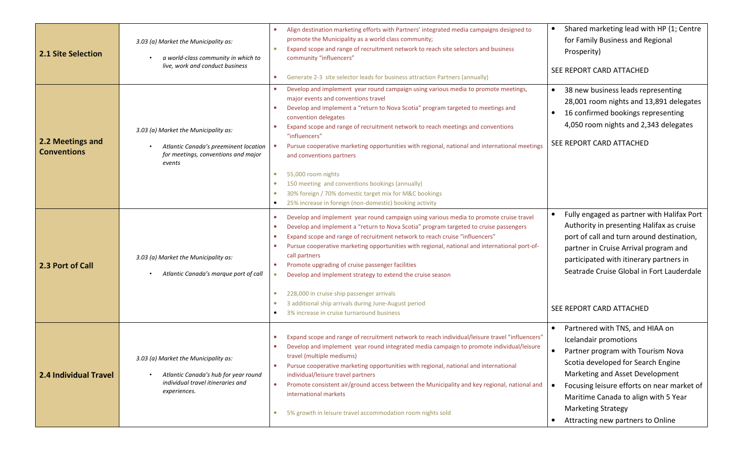| | | | |
|---|---|---|---|
| **2.1 Site Selection** | *3.03 (a) Market the Municipality as:*<br>• *a world-class community in which to live, work and conduct business* | • Align destination marketing efforts with Partners' integrated media campaigns designed to promote the Municipality as a world class community;<br>• Expand scope and range of recruitment network to reach site selectors and business community "influencers"<br>• Generate 2-3 site selector leads for business attraction Partners (annually) | • Shared marketing lead with HP (1; Centre for Family Business and Regional Prosperity)<br><br>SEE REPORT CARD ATTACHED |
| **2.2 Meetings and Conventions** | *3.03 (a) Market the Municipality as:*<br>• *Atlantic Canada's preeminent location for meetings, conventions and major events* | • Develop and implement year round campaign using various media to promote meetings, major events and conventions travel<br>• Develop and implement a "return to Nova Scotia" program targeted to meetings and convention delegates<br>• Expand scope and range of recruitment network to reach meetings and conventions "influencers"<br>• Pursue cooperative marketing opportunities with regional, national and international meetings and conventions partners<br>• 55,000 room nights<br>• 150 meeting and conventions bookings (annually)<br>• 30% foreign / 70% domestic target mix for M&C bookings<br>• 25% increase in foreign (non-domestic) booking activity | • 38 new business leads representing 28,001 room nights and 13,891 delegates<br>• 16 confirmed bookings representing 4,050 room nights and 2,343 delegates<br><br>SEE REPORT CARD ATTACHED |
| **2.3 Port of Call** | *3.03 (a) Market the Municipality as:*<br>• *Atlantic Canada's marque port of call* | • Develop and implement year round campaign using various media to promote cruise travel<br>• Develop and implement a "return to Nova Scotia" program targeted to cruise passengers<br>• Expand scope and range of recruitment network to reach cruise "influencers"<br>• Pursue cooperative marketing opportunities with regional, national and international port-of-call partners<br>• Promote upgrading of cruise passenger facilities<br>• Develop and implement strategy to extend the cruise season<br>• 228,000 in cruise ship passenger arrivals<br>• 3 additional ship arrivals during June-August period<br>• 3% increase in cruise turnaround business | • Fully engaged as partner with Halifax Port Authority in presenting Halifax as cruise port of call and turn around destination, partner in Cruise Arrival program and participated with itinerary partners in Seatrade Cruise Global in Fort Lauderdale<br><br>SEE REPORT CARD ATTACHED |
| **2.4 Individual Travel** | *3.03 (a) Market the Municipality as:*<br>• *Atlantic Canada's hub for year round individual travel itineraries and experiences.* | • Expand scope and range of recruitment network to reach individual/leisure travel "influencers"<br>• Develop and implement year round integrated media campaign to promote individual/leisure travel (multiple mediums)<br>• Pursue cooperative marketing opportunities with regional, national and international individual/leisure travel partners<br>• Promote consistent air/ground access between the Municipality and key regional, national and international markets<br>• 5% growth in leisure travel accommodation room nights sold | • Partnered with TNS, and HIAA on Icelandair promotions<br>• Partner program with Tourism Nova Scotia developed for Search Engine Marketing and Asset Development<br>• Focusing leisure efforts on near market of Maritime Canada to align with 5 Year Marketing Strategy<br>• Attracting new partners to Online |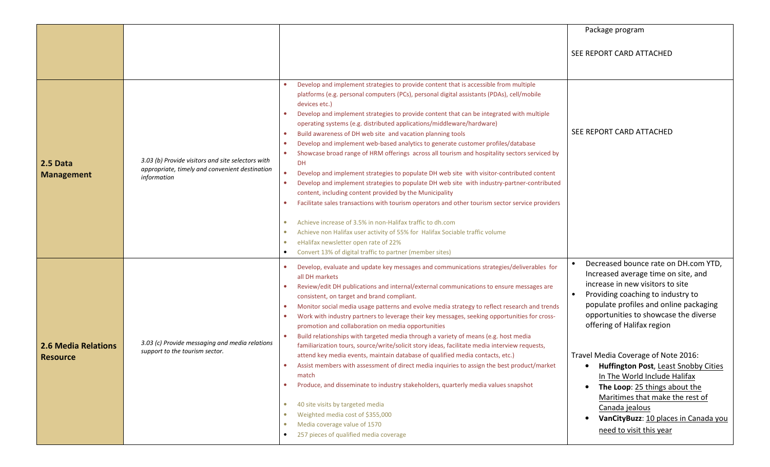| | | | |
|---|---|---|---|
| | | | Package program<br><br>SEE REPORT CARD ATTACHED |
| **2.5 Data Management** | *3.03 (b) Provide visitors and site selectors with appropriate, timely and convenient destination information* | • Develop and implement strategies to provide content that is accessible from multiple platforms (e.g. personal computers (PCs), personal digital assistants (PDAs), cell/mobile devices etc.)<br>• Develop and implement strategies to provide content that can be integrated with multiple operating systems (e.g. distributed applications/middleware/hardware)<br>• Build awareness of DH web site and vacation planning tools<br>• Develop and implement web-based analytics to generate customer profiles/database<br>• Showcase broad range of HRM offerings across all tourism and hospitality sectors serviced by DH<br>• Develop and implement strategies to populate DH web site with visitor-contributed content<br>• Develop and implement strategies to populate DH web site with industry-partner-contributed content, including content provided by the Municipality<br>• Facilitate sales transactions with tourism operators and other tourism sector service providers<br><br>• Achieve increase of 3.5% in non-Halifax traffic to dh.com<br>• Achieve non Halifax user activity of 55% for Halifax Sociable traffic volume<br>• eHalifax newsletter open rate of 22%<br>• Convert 13% of digital traffic to partner (member sites) | SEE REPORT CARD ATTACHED |
| **2.6 Media Relations Resource** | *3.03 (c) Provide messaging and media relations support to the tourism sector.* | • Develop, evaluate and update key messages and communications strategies/deliverables for all DH markets<br>• Review/edit DH publications and internal/external communications to ensure messages are consistent, on target and brand compliant.<br>• Monitor social media usage patterns and evolve media strategy to reflect research and trends<br>• Work with industry partners to leverage their key messages, seeking opportunities for cross-promotion and collaboration on media opportunities<br>• Build relationships with targeted media through a variety of means (e.g. host media familiarization tours, source/write/solicit story ideas, facilitate media interview requests, attend key media events, maintain database of qualified media contacts, etc.)<br>• Assist members with assessment of direct media inquiries to assign the best product/market match<br>• Produce, and disseminate to industry stakeholders, quarterly media values snapshot<br><br>• 40 site visits by targeted media<br>• Weighted media cost of $355,000<br>• Media coverage value of 1570<br>• 257 pieces of qualified media coverage | • Decreased bounce rate on DH.com YTD, Increased average time on site, and increase in new visitors to site<br>• Providing coaching to industry to populate profiles and online packaging opportunities to showcase the diverse offering of Halifax region<br><br>Travel Media Coverage of Note 2016:<br>• **Huffington Post**, Least Snobby Cities In The World Include Halifax<br>• **The Loop**: 25 things about the Maritimes that make the rest of Canada jealous<br>• **VanCityBuzz**: 10 places in Canada you need to visit this year |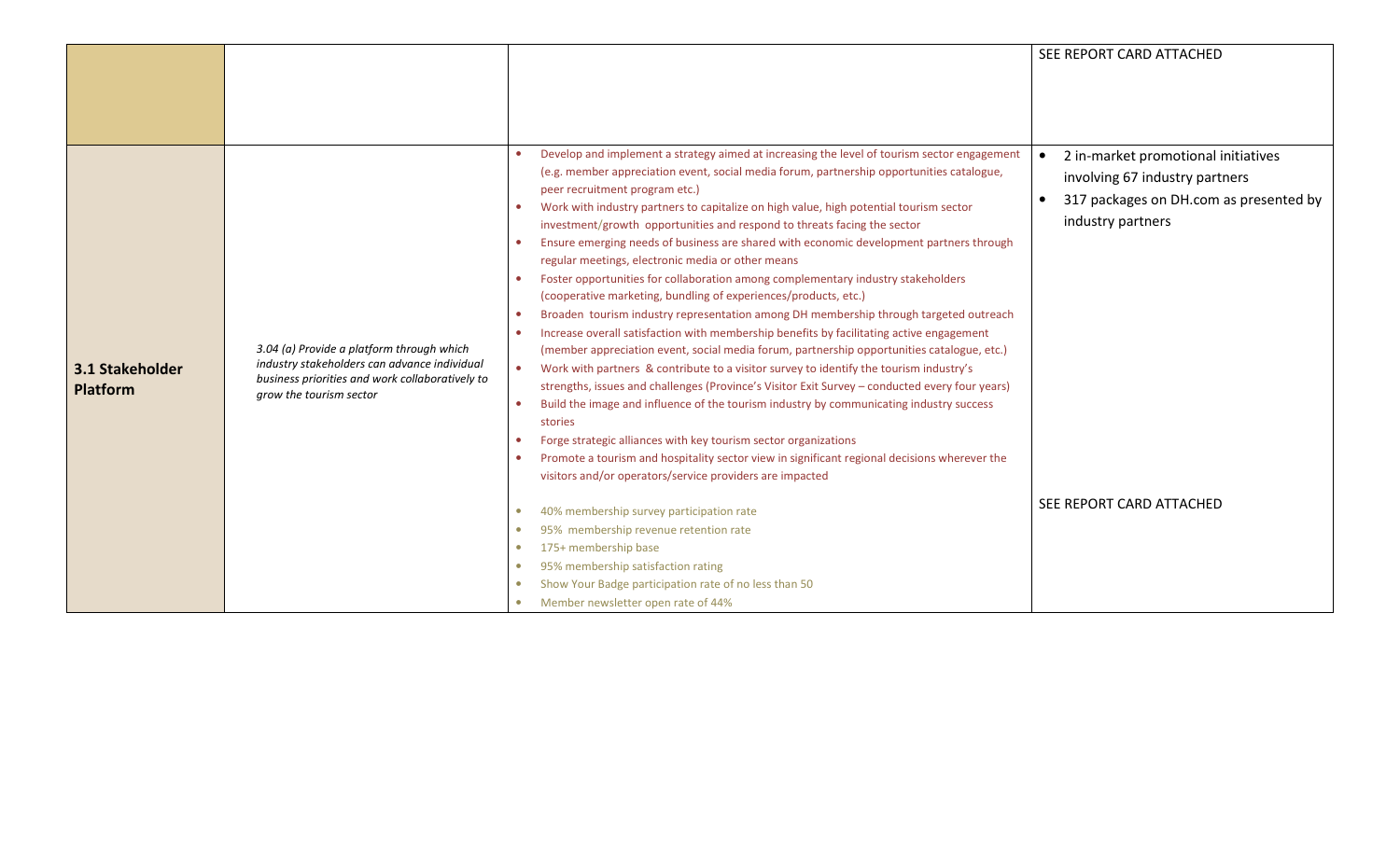| | | | |
|---|---|---|---|
| | | | SEE REPORT CARD ATTACHED |
| **3.1 Stakeholder Platform** | *3.04 (a) Provide a platform through which industry stakeholders can advance individual business priorities and work collaboratively to grow the tourism sector* | • Develop and implement a strategy aimed at increasing the level of tourism sector engagement (e.g. member appreciation event, social media forum, partnership opportunities catalogue, peer recruitment program etc.)<br>• Work with industry partners to capitalize on high value, high potential tourism sector investment/growth opportunities and respond to threats facing the sector<br>• Ensure emerging needs of business are shared with economic development partners through regular meetings, electronic media or other means<br>• Foster opportunities for collaboration among complementary industry stakeholders (cooperative marketing, bundling of experiences/products, etc.)<br>• Broaden tourism industry representation among DH membership through targeted outreach<br>• Increase overall satisfaction with membership benefits by facilitating active engagement (member appreciation event, social media forum, partnership opportunities catalogue, etc.)<br>• Work with partners & contribute to a visitor survey to identify the tourism industry's strengths, issues and challenges (Province's Visitor Exit Survey – conducted every four years)<br>• Build the image and influence of the tourism industry by communicating industry success stories<br>• Forge strategic alliances with key tourism sector organizations<br>• Promote a tourism and hospitality sector view in significant regional decisions wherever the visitors and/or operators/service providers are impacted<br><br>• 40% membership survey participation rate<br>• 95% membership revenue retention rate<br>• 175+ membership base<br>• 95% membership satisfaction rating<br>• Show Your Badge participation rate of no less than 50<br>• Member newsletter open rate of 44% | • 2 in-market promotional initiatives involving 67 industry partners<br>• 317 packages on DH.com as presented by industry partners<br><br>SEE REPORT CARD ATTACHED |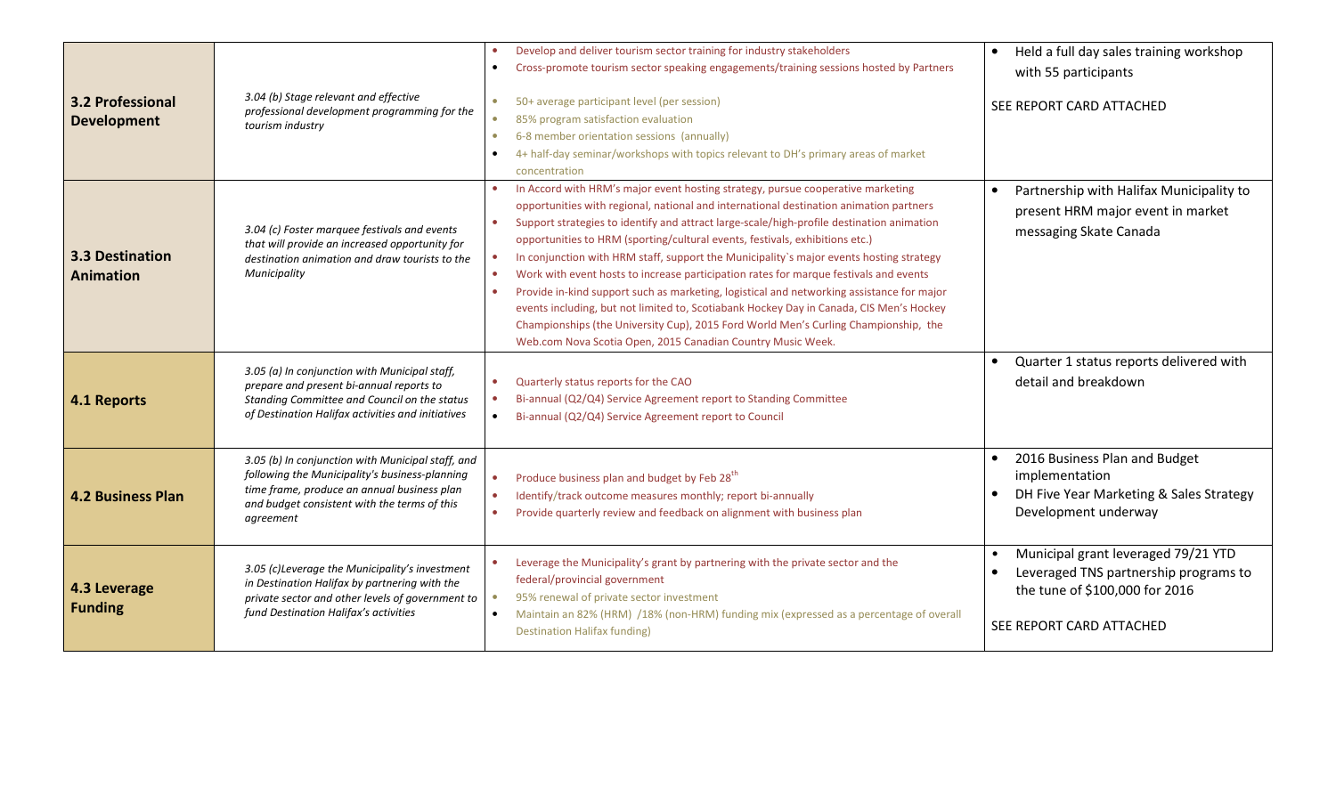| | | | |
|---|---|---|---|
| **3.2 Professional Development** | *3.04 (b) Stage relevant and effective professional development programming for the tourism industry* | • Develop and deliver tourism sector training for industry stakeholders<br>• Cross-promote tourism sector speaking engagements/training sessions hosted by Partners<br><br>• 50+ average participant level (per session)<br>• 85% program satisfaction evaluation<br>• 6-8 member orientation sessions (annually)<br>• 4+ half-day seminar/workshops with topics relevant to DH's primary areas of market concentration | • Held a full day sales training workshop with 55 participants<br><br>SEE REPORT CARD ATTACHED |
| **3.3 Destination Animation** | *3.04 (c) Foster marquee festivals and events that will provide an increased opportunity for destination animation and draw tourists to the Municipality* | • In Accord with HRM's major event hosting strategy, pursue cooperative marketing opportunities with regional, national and international destination animation partners<br>• Support strategies to identify and attract large-scale/high-profile destination animation opportunities to HRM (sporting/cultural events, festivals, exhibitions etc.)<br>• In conjunction with HRM staff, support the Municipality`s major events hosting strategy<br>• Work with event hosts to increase participation rates for marque festivals and events<br>• Provide in-kind support such as marketing, logistical and networking assistance for major events including, but not limited to, Scotiabank Hockey Day in Canada, CIS Men's Hockey Championships (the University Cup), 2015 Ford World Men's Curling Championship, the Web.com Nova Scotia Open, 2015 Canadian Country Music Week. | • Partnership with Halifax Municipality to present HRM major event in market messaging Skate Canada |
| **4.1 Reports** | *3.05 (a) In conjunction with Municipal staff, prepare and present bi-annual reports to Standing Committee and Council on the status of Destination Halifax activities and initiatives* | • Quarterly status reports for the CAO<br>• Bi-annual (Q2/Q4) Service Agreement report to Standing Committee<br>• Bi-annual (Q2/Q4) Service Agreement report to Council | • Quarter 1 status reports delivered with detail and breakdown |
| **4.2 Business Plan** | *3.05 (b) In conjunction with Municipal staff, and following the Municipality's business-planning time frame, produce an annual business plan and budget consistent with the terms of this agreement* | • Produce business plan and budget by Feb 28th<br>• Identify/track outcome measures monthly; report bi-annually<br>• Provide quarterly review and feedback on alignment with business plan | • 2016 Business Plan and Budget implementation<br>• DH Five Year Marketing & Sales Strategy Development underway |
| **4.3 Leverage Funding** | *3.05 (c)Leverage the Municipality's investment in Destination Halifax by partnering with the private sector and other levels of government to fund Destination Halifax's activities* | • Leverage the Municipality's grant by partnering with the private sector and the federal/provincial government<br>• 95% renewal of private sector investment<br>• Maintain an 82% (HRM) /18% (non-HRM) funding mix (expressed as a percentage of overall Destination Halifax funding) | • Municipal grant leveraged 79/21 YTD<br>• Leveraged TNS partnership programs to the tune of $100,000 for 2016<br><br>SEE REPORT CARD ATTACHED |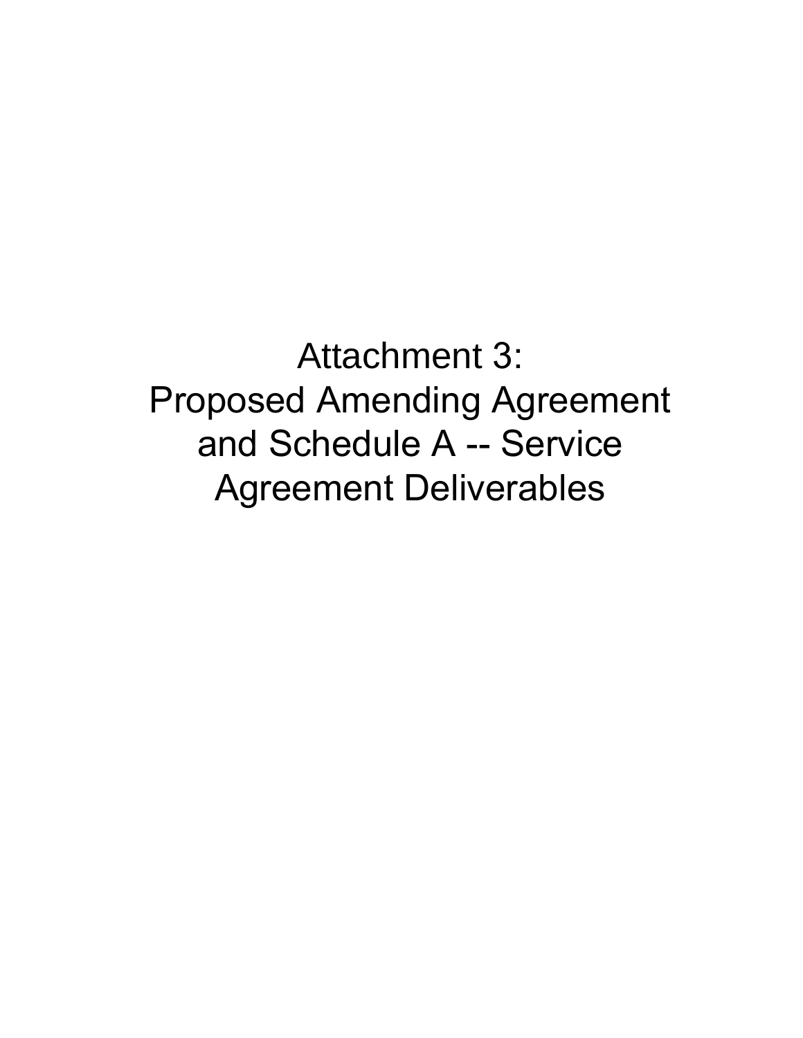# Attachment 3:
# Proposed Amending Agreement and Schedule A -- Service Agreement Deliverables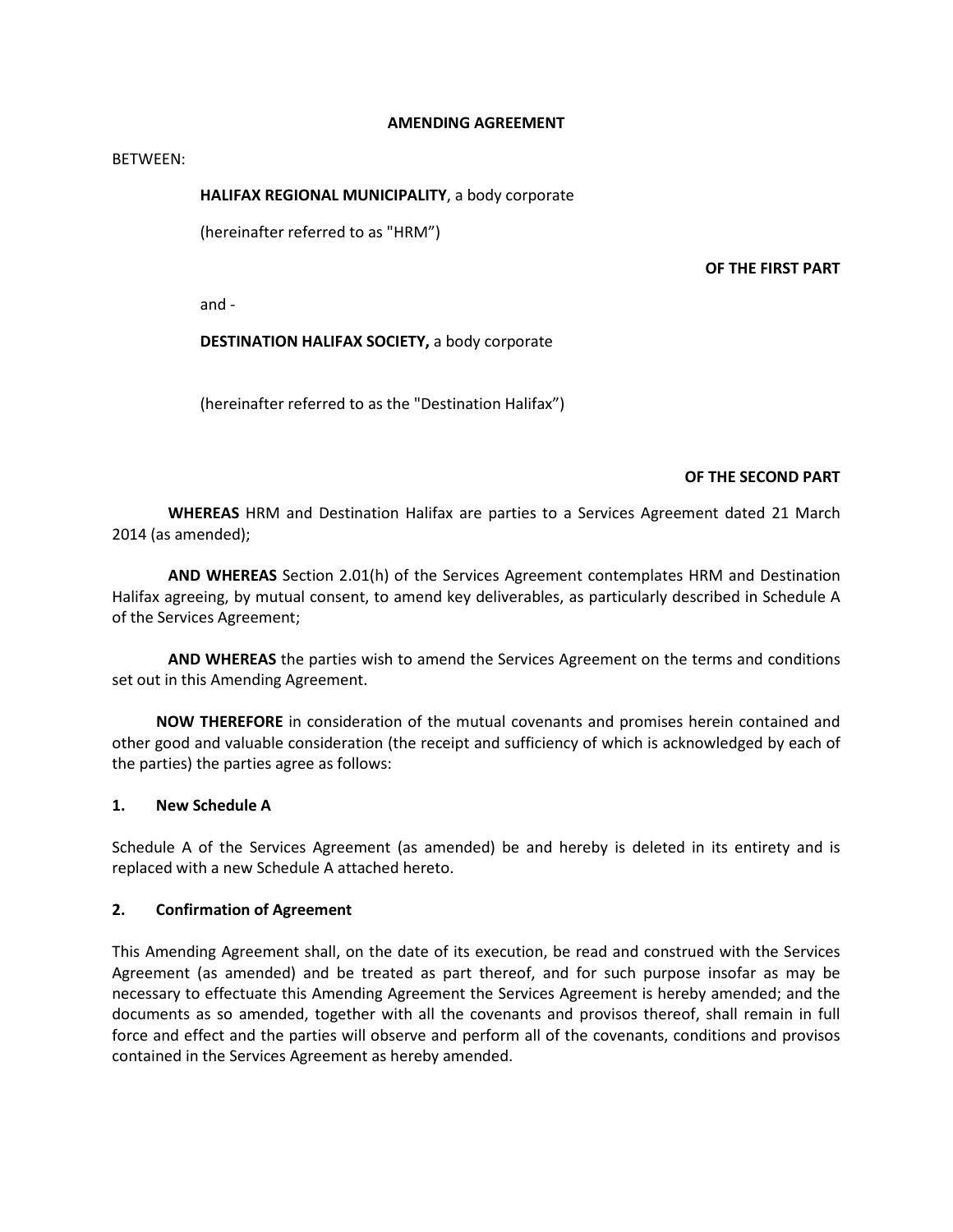**AMENDING AGREEMENT**

BETWEEN:

**HALIFAX REGIONAL MUNICIPALITY**, a body corporate

(hereinafter referred to as "HRM")

**OF THE FIRST PART**

and -

**DESTINATION HALIFAX SOCIETY,** a body corporate

(hereinafter referred to as the "Destination Halifax")

**OF THE SECOND PART**

**WHEREAS** HRM and Destination Halifax are parties to a Services Agreement dated 21 March 2014 (as amended);

**AND WHEREAS** Section 2.01(h) of the Services Agreement contemplates HRM and Destination Halifax agreeing, by mutual consent, to amend key deliverables, as particularly described in Schedule A of the Services Agreement;

**AND WHEREAS** the parties wish to amend the Services Agreement on the terms and conditions set out in this Amending Agreement.

**NOW THEREFORE** in consideration of the mutual covenants and promises herein contained and other good and valuable consideration (the receipt and sufficiency of which is acknowledged by each of the parties) the parties agree as follows:

**1. New Schedule A**

Schedule A of the Services Agreement (as amended) be and hereby is deleted in its entirety and is replaced with a new Schedule A attached hereto.

**2. Confirmation of Agreement**

This Amending Agreement shall, on the date of its execution, be read and construed with the Services Agreement (as amended) and be treated as part thereof, and for such purpose insofar as may be necessary to effectuate this Amending Agreement the Services Agreement is hereby amended; and the documents as so amended, together with all the covenants and provisos thereof, shall remain in full force and effect and the parties will observe and perform all of the covenants, conditions and provisos contained in the Services Agreement as hereby amended.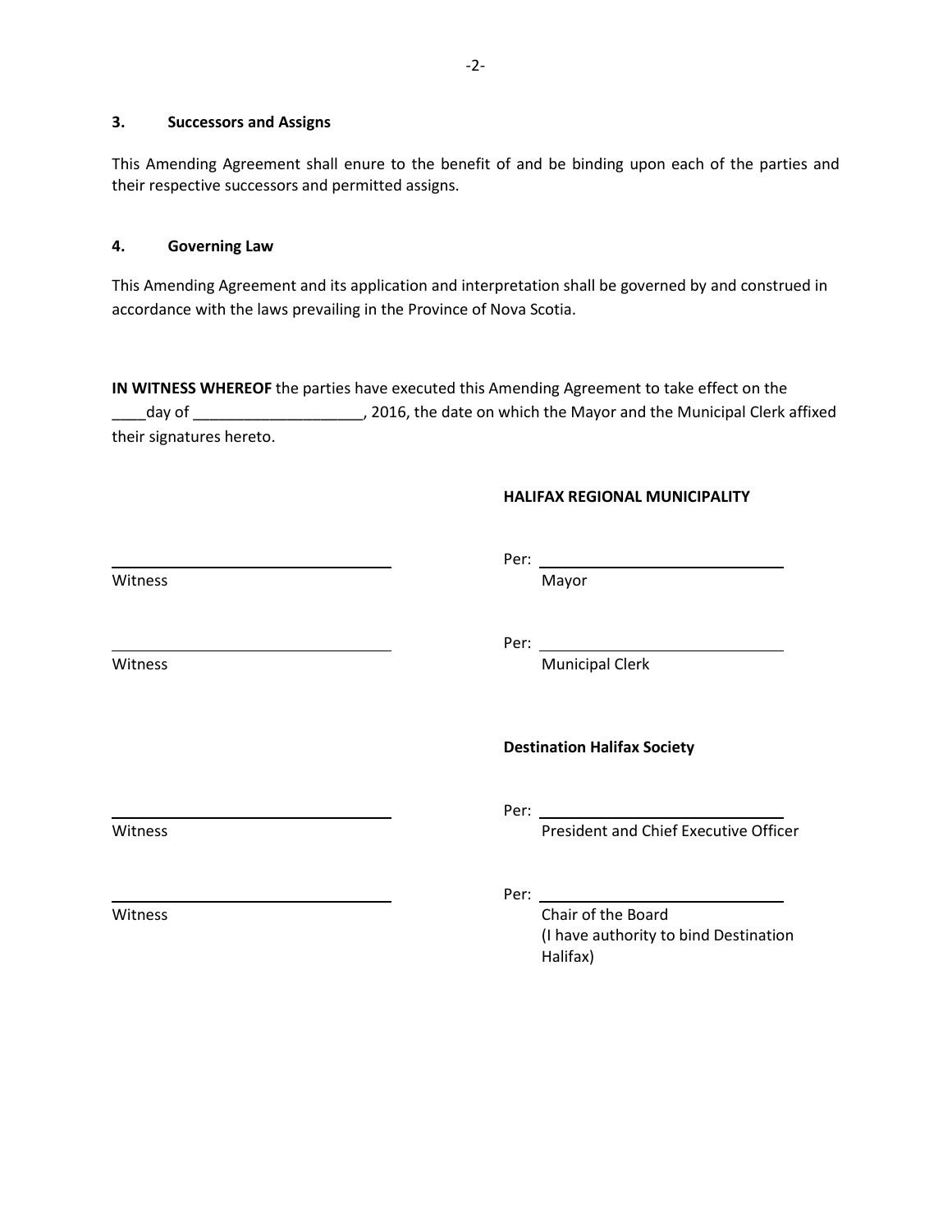### 3. Successors and Assigns

This Amending Agreement shall enure to the benefit of and be binding upon each of the parties and their respective successors and permitted assigns.

### 4. Governing Law

This Amending Agreement and its application and interpretation shall be governed by and construed in accordance with the laws prevailing in the Province of Nova Scotia.

**IN WITNESS WHEREOF** the parties have executed this Amending Agreement to take effect on the ____day of ____________________, 2016, the date on which the Mayor and the Municipal Clerk affixed their signatures hereto.

**HALIFAX REGIONAL MUNICIPALITY**

| | |
|---|---|
| ______________________________ Witness | Per: ______________________________ Mayor |
| ______________________________ Witness | Per: ______________________________ Municipal Clerk |

**Destination Halifax Society**

| | |
|---|---|
| ______________________________ Witness | Per: ______________________________ President and Chief Executive Officer |
| ______________________________ Witness | Per: ______________________________ Chair of the Board (I have authority to bind Destination Halifax) |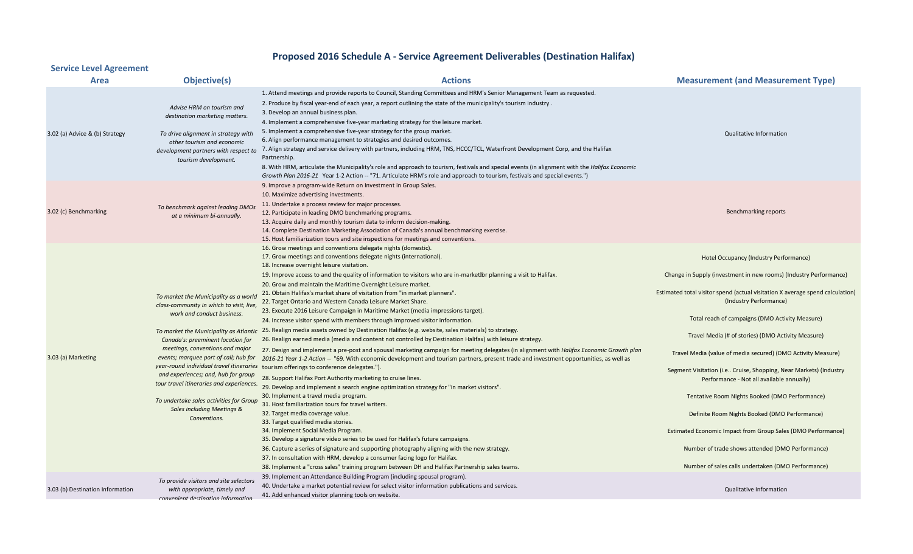# Proposed 2016 Schedule A - Service Agreement Deliverables (Destination Halifax)

| Service Level Agreement Area | Objective(s) | Actions | Measurement (and Measurement Type) |
|---|---|---|---|
| 3.02 (a) Advice & (b) Strategy | *Advise HRM on tourism and destination marketing matters.*<br><br>*To drive alignment in strategy with other tourism and economic development partners with respect to tourism development.* | 1. Attend meetings and provide reports to Council, Standing Committees and HRM's Senior Management Team as requested.<br>2. Produce by fiscal year-end of each year, a report outlining the state of the municipality's tourism industry .<br>3. Develop an annual business plan.<br>4. Implement a comprehensive five-year marketing strategy for the leisure market.<br>5. Implement a comprehensive five-year strategy for the group market.<br>6. Align performance management to strategies and desired outcomes.<br>7. Align strategy and service delivery with partners, including HRM, TNS, HCCC/TCL, Waterfront Development Corp, and the Halifax Partnership.<br>8. With HRM, articulate the Municipality's role and approach to tourism, festivals and special events (in alignment with the *Halifax Economic Growth Plan 2016-21* Year 1-2 Action -- "71. Articulate HRM's role and approach to tourism, festivals and special events.") | Qualitative Information |
| 3.02 (c) Benchmarking | *To benchmark against leading DMOs at a minimum bi-annually.* | 9. Improve a program-wide Return on Investment in Group Sales.<br>10. Maximize advertising investments.<br>11. Undertake a process review for major processes.<br>12. Participate in leading DMO benchmarking programs.<br>13. Acquire daily and monthly tourism data to inform decision-making.<br>14. Complete Destination Marketing Association of Canada's annual benchmarking exercise.<br>15. Host familiarization tours and site inspections for meetings and conventions. | Benchmarking reports |
| 3.03 (a) Marketing | *To market the Municipality as a world class-community in which to visit, live, work and conduct business.*<br><br>*To market the Municipality as Atlantic Canada's: preeminent location for meetings, conventions and major events; marquee port of call; hub for year-round individual travel itineraries and experiences; and, hub for group tour travel itineraries and experiences.*<br><br>*To undertake sales activities for Group Sales including Meetings & Conventions.* | 16. Grow meetings and conventions delegate nights (domestic).<br>17. Grow meetings and conventions delegate nights (international).<br>18. Increase overnight leisure visitation.<br>19. Improve access to and the quality of information to visitors who are in-market for planning a visit to Halifax.<br>20. Grow and maintain the Maritime Overnight Leisure market.<br>21. Obtain Halifax's market share of visitation from "in market planners".<br>22. Target Ontario and Western Canada Leisure Market Share.<br>23. Execute 2016 Leisure Campaign in Maritime Market (media impressions target).<br>24. Increase visitor spend with members through improved visitor information.<br>25. Realign media assets owned by Destination Halifax (e.g. website, sales materials) to strategy.<br>26. Realign earned media (media and content not controlled by Destination Halifax) with leisure strategy.<br>27. Design and implement a pre-post and spousal marketing campaign for meeting delegates (in alignment with *Halifax Economic Growth plan 2016-21 Year 1-2 Action* -- "69. With economic development and tourism partners, present trade and investment opportunities, as well as tourism offerings to conference delegates.").<br>28. Support Halifax Port Authority marketing to cruise lines.<br>29. Develop and implement a search engine optimization strategy for "in market visitors".<br>30. Implement a travel media program.<br>31. Host familiarization tours for travel writers.<br>32. Target media coverage value.<br>33. Target qualified media stories.<br>34. Implement Social Media Program.<br>35. Develop a signature video series to be used for Halifax's future campaigns.<br>36. Capture a series of signature and supporting photography aligning with the new strategy.<br>37. In consultation with HRM, develop a consumer facing logo for Halifax.<br>38. Implement a "cross sales" training program between DH and Halifax Partnership sales teams. | Hotel Occupancy (Industry Performance)<br><br>Change in Supply (investment in new rooms) (Industry Performance)<br><br>Estimated total visitor spend (actual visitation X average spend calculation) (Industry Performance)<br><br>Total reach of campaigns (DMO Activity Measure)<br><br>Travel Media (# of stories) (DMO Activity Measure)<br><br>Travel Media (value of media secured) (DMO Activity Measure)<br><br>Segment Visitation (i.e.. Cruise, Shopping, Near Markets) (Industry Performance - Not all available annually)<br><br>Tentative Room Nights Booked (DMO Performance)<br><br>Definite Room Nights Booked (DMO Performance)<br><br>Estimated Economic Impact from Group Sales (DMO Performance)<br><br>Number of trade shows attended (DMO Performance)<br><br>Number of sales calls undertaken (DMO Performance) |
| 3.03 (b) Destination Information | *To provide visitors and site selectors with appropriate, timely and convenient destination information* | 39. Implement an Attendance Building Program (including spousal program).<br>40. Undertake a market potential review for select visitor information publications and services.<br>41. Add enhanced visitor planning tools on website. | Qualitative Information |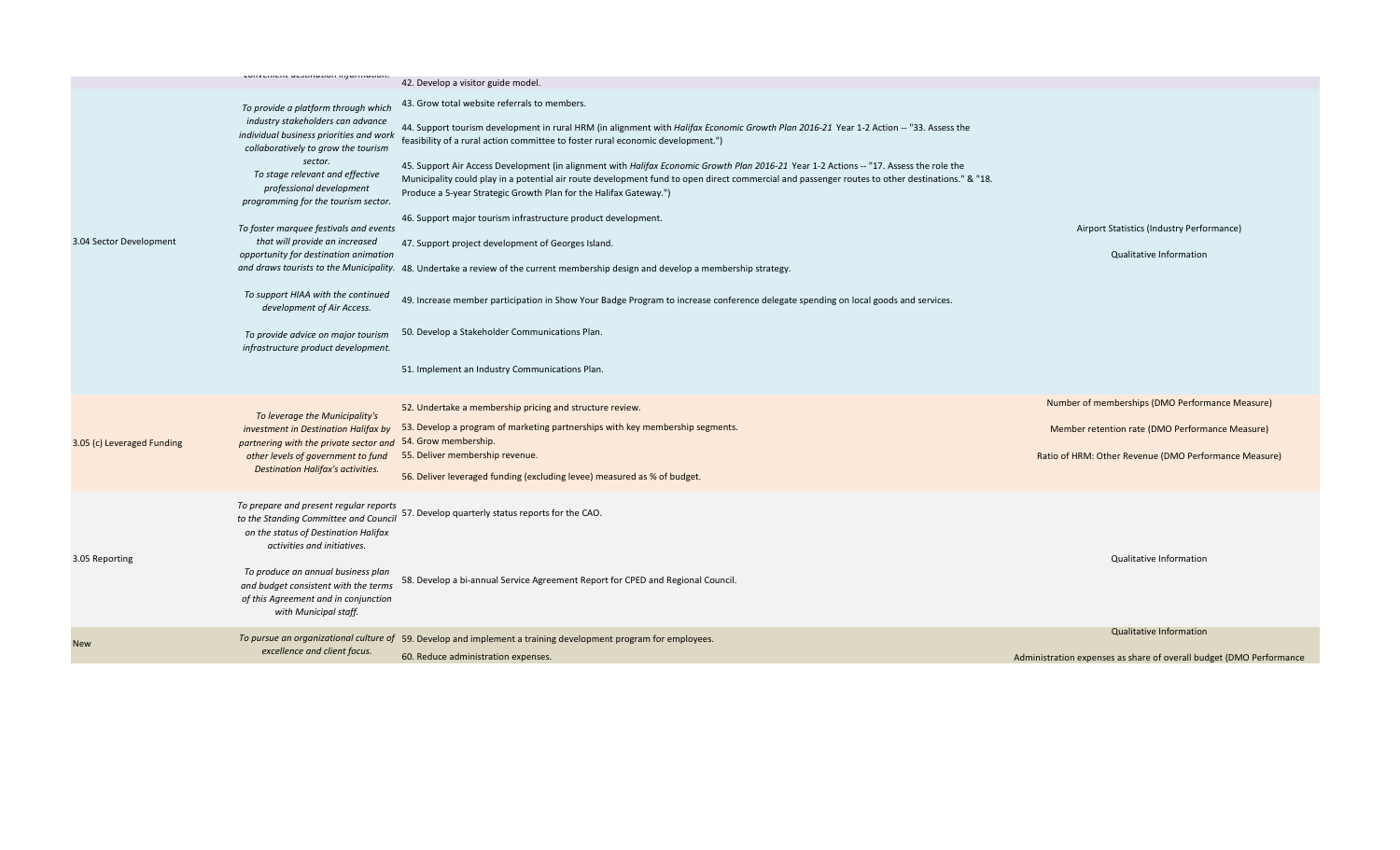| | | | |
|---|---|---|---|
| | *convenient destination information.* | 42. Develop a visitor guide model. | |
| 3.04 Sector Development | *To provide a platform through which industry stakeholders can advance individual business priorities and work collaboratively to grow the tourism sector.*<br>*To stage relevant and effective professional development programming for the tourism sector.*<br><br>*To foster marquee festivals and events that will provide an increased opportunity for destination animation and draws tourists to the Municipality.*<br><br>*To support HIAA with the continued development of Air Access.*<br><br>*To provide advice on major tourism infrastructure product development.* | 43. Grow total website referrals to members.<br>44. Support tourism development in rural HRM (in alignment with *Halifax Economic Growth Plan 2016-21* Year 1-2 Action -- "33. Assess the feasibility of a rural action committee to foster rural economic development.")<br>45. Support Air Access Development (in alignment with *Halifax Economic Growth Plan 2016-21* Year 1-2 Actions -- "17. Assess the role the Municipality could play in a potential air route development fund to open direct commercial and passenger routes to other destinations." & "18. Produce a 5-year Strategic Growth Plan for the Halifax Gateway.")<br>46. Support major tourism infrastructure product development.<br>47. Support project development of Georges Island.<br>48. Undertake a review of the current membership design and develop a membership strategy.<br>49. Increase member participation in Show Your Badge Program to increase conference delegate spending on local goods and services.<br>50. Develop a Stakeholder Communications Plan.<br>51. Implement an Industry Communications Plan. | Airport Statistics (Industry Performance)<br><br>Qualitative Information |
| 3.05 (c) Leveraged Funding | *To leverage the Municipality's investment in Destination Halifax by partnering with the private sector and other levels of government to fund Destination Halifax's activities.* | 52. Undertake a membership pricing and structure review.<br>53. Develop a program of marketing partnerships with key membership segments.<br>54. Grow membership.<br>55. Deliver membership revenue.<br>56. Deliver leveraged funding (excluding levee) measured as % of budget. | Number of memberships (DMO Performance Measure)<br><br>Member retention rate (DMO Performance Measure)<br><br>Ratio of HRM: Other Revenue (DMO Performance Measure) |
| 3.05 Reporting | *To prepare and present regular reports to the Standing Committee and Council on the status of Destination Halifax activities and initiatives.*<br><br>*To produce an annual business plan and budget consistent with the terms of this Agreement and in conjunction with Municipal staff.* | 57. Develop quarterly status reports for the CAO.<br><br>58. Develop a bi-annual Service Agreement Report for CPED and Regional Council. | Qualitative Information |
| New | *To pursue an organizational culture of excellence and client focus.* | 59. Develop and implement a training development program for employees.<br>60. Reduce administration expenses. | Qualitative Information<br><br>Administration expenses as share of overall budget (DMO Performance |